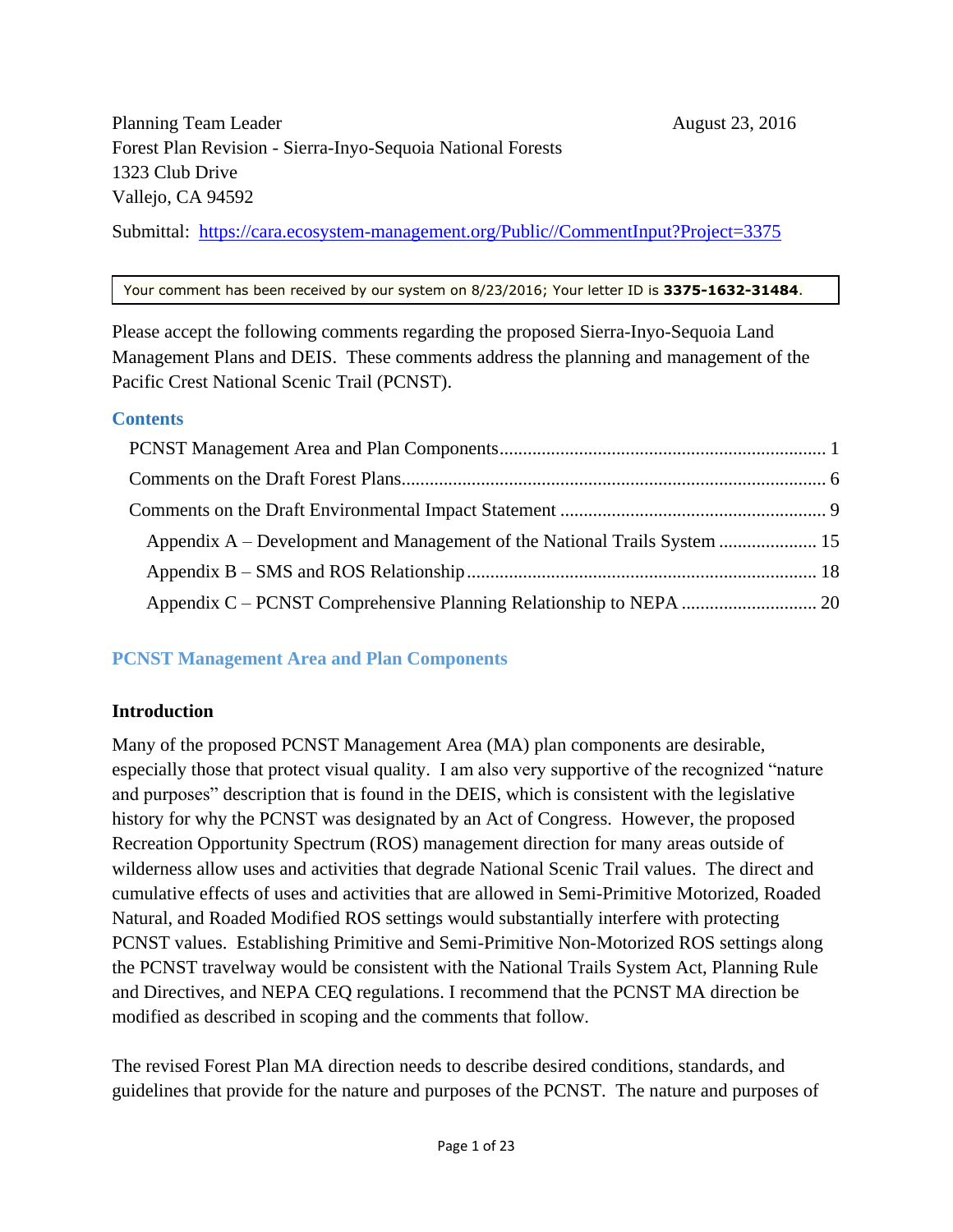Planning Team Leader

Forest Plan Revision - Sierra-Inyo-Sequoia National Forests

1323 Club Drive

Vallejo, CA 94592

August 23, 2016

Submittal: https://cara.ecosystem-management.org/Public//CommentInput?Project=3375

> Your comment has been received by our system on 8/23/2016; Your letter ID is **3375-1632-31484**.

Please accept the following comments regarding the proposed Sierra-Inyo-Sequoia Land Management Plans and DEIS. These comments address the planning and management of the Pacific Crest National Scenic Trail (PCNST).

## Contents

- PCNST Management Area and Plan Components ..... 1
- Comments on the Draft Forest Plans ..... 6
- Comments on the Draft Environmental Impact Statement ..... 9
  - Appendix A – Development and Management of the National Trails System ..... 15
  - Appendix B – SMS and ROS Relationship ..... 18
  - Appendix C – PCNST Comprehensive Planning Relationship to NEPA ..... 20

## PCNST Management Area and Plan Components

### Introduction

Many of the proposed PCNST Management Area (MA) plan components are desirable, especially those that protect visual quality. I am also very supportive of the recognized "nature and purposes" description that is found in the DEIS, which is consistent with the legislative history for why the PCNST was designated by an Act of Congress. However, the proposed Recreation Opportunity Spectrum (ROS) management direction for many areas outside of wilderness allow uses and activities that degrade National Scenic Trail values. The direct and cumulative effects of uses and activities that are allowed in Semi-Primitive Motorized, Roaded Natural, and Roaded Modified ROS settings would substantially interfere with protecting PCNST values. Establishing Primitive and Semi-Primitive Non-Motorized ROS settings along the PCNST travelway would be consistent with the National Trails System Act, Planning Rule and Directives, and NEPA CEQ regulations. I recommend that the PCNST MA direction be modified as described in scoping and the comments that follow.

The revised Forest Plan MA direction needs to describe desired conditions, standards, and guidelines that provide for the nature and purposes of the PCNST. The nature and purposes of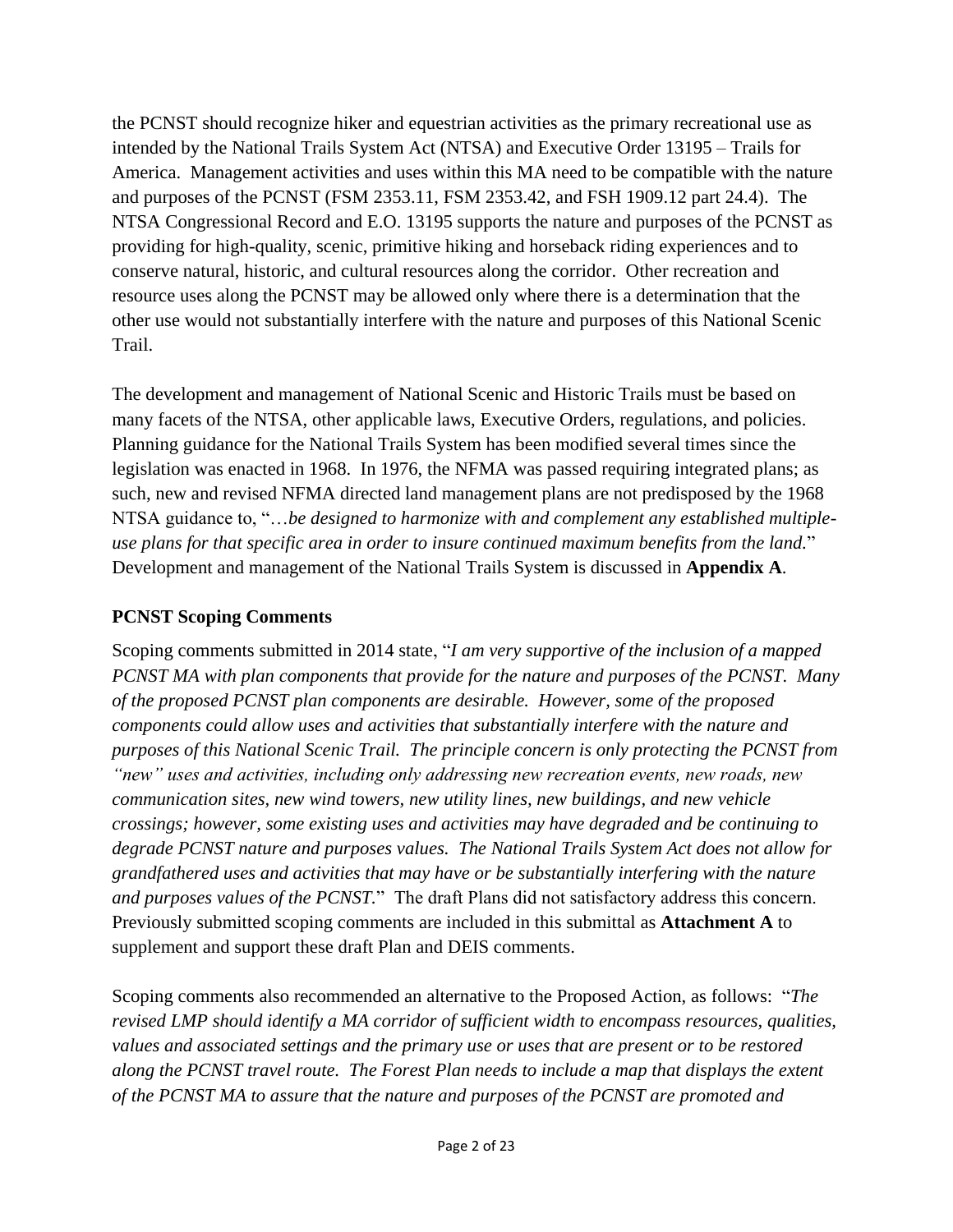the PCNST should recognize hiker and equestrian activities as the primary recreational use as intended by the National Trails System Act (NTSA) and Executive Order 13195 – Trails for America. Management activities and uses within this MA need to be compatible with the nature and purposes of the PCNST (FSM 2353.11, FSM 2353.42, and FSH 1909.12 part 24.4). The NTSA Congressional Record and E.O. 13195 supports the nature and purposes of the PCNST as providing for high-quality, scenic, primitive hiking and horseback riding experiences and to conserve natural, historic, and cultural resources along the corridor. Other recreation and resource uses along the PCNST may be allowed only where there is a determination that the other use would not substantially interfere with the nature and purposes of this National Scenic Trail.

The development and management of National Scenic and Historic Trails must be based on many facets of the NTSA, other applicable laws, Executive Orders, regulations, and policies. Planning guidance for the National Trails System has been modified several times since the legislation was enacted in 1968. In 1976, the NFMA was passed requiring integrated plans; as such, new and revised NFMA directed land management plans are not predisposed by the 1968 NTSA guidance to, "…*be designed to harmonize with and complement any established multiple-use plans for that specific area in order to insure continued maximum benefits from the land.*" Development and management of the National Trails System is discussed in **Appendix A**.

**PCNST Scoping Comments**

Scoping comments submitted in 2014 state, "*I am very supportive of the inclusion of a mapped PCNST MA with plan components that provide for the nature and purposes of the PCNST. Many of the proposed PCNST plan components are desirable. However, some of the proposed components could allow uses and activities that substantially interfere with the nature and purposes of this National Scenic Trail. The principle concern is only protecting the PCNST from "new" uses and activities, including only addressing new recreation events, new roads, new communication sites, new wind towers, new utility lines, new buildings, and new vehicle crossings; however, some existing uses and activities may have degraded and be continuing to degrade PCNST nature and purposes values. The National Trails System Act does not allow for grandfathered uses and activities that may have or be substantially interfering with the nature and purposes values of the PCNST.*" The draft Plans did not satisfactory address this concern. Previously submitted scoping comments are included in this submittal as **Attachment A** to supplement and support these draft Plan and DEIS comments.

Scoping comments also recommended an alternative to the Proposed Action, as follows: "*The revised LMP should identify a MA corridor of sufficient width to encompass resources, qualities, values and associated settings and the primary use or uses that are present or to be restored along the PCNST travel route. The Forest Plan needs to include a map that displays the extent of the PCNST MA to assure that the nature and purposes of the PCNST are promoted and*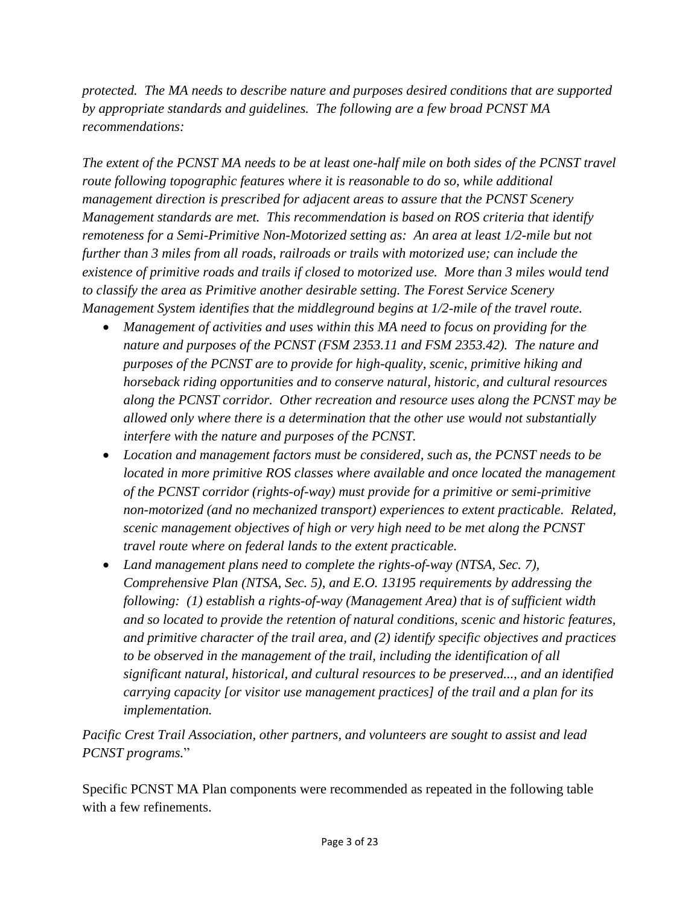*protected. The MA needs to describe nature and purposes desired conditions that are supported by appropriate standards and guidelines. The following are a few broad PCNST MA recommendations:*

*The extent of the PCNST MA needs to be at least one-half mile on both sides of the PCNST travel route following topographic features where it is reasonable to do so, while additional management direction is prescribed for adjacent areas to assure that the PCNST Scenery Management standards are met. This recommendation is based on ROS criteria that identify remoteness for a Semi-Primitive Non-Motorized setting as: An area at least 1/2-mile but not further than 3 miles from all roads, railroads or trails with motorized use; can include the existence of primitive roads and trails if closed to motorized use. More than 3 miles would tend to classify the area as Primitive another desirable setting. The Forest Service Scenery Management System identifies that the middleground begins at 1/2-mile of the travel route.*

- *Management of activities and uses within this MA need to focus on providing for the nature and purposes of the PCNST (FSM 2353.11 and FSM 2353.42). The nature and purposes of the PCNST are to provide for high-quality, scenic, primitive hiking and horseback riding opportunities and to conserve natural, historic, and cultural resources along the PCNST corridor. Other recreation and resource uses along the PCNST may be allowed only where there is a determination that the other use would not substantially interfere with the nature and purposes of the PCNST.*
- *Location and management factors must be considered, such as, the PCNST needs to be located in more primitive ROS classes where available and once located the management of the PCNST corridor (rights-of-way) must provide for a primitive or semi-primitive non-motorized (and no mechanized transport) experiences to extent practicable. Related, scenic management objectives of high or very high need to be met along the PCNST travel route where on federal lands to the extent practicable.*
- *Land management plans need to complete the rights-of-way (NTSA, Sec. 7), Comprehensive Plan (NTSA, Sec. 5), and E.O. 13195 requirements by addressing the following: (1) establish a rights-of-way (Management Area) that is of sufficient width and so located to provide the retention of natural conditions, scenic and historic features, and primitive character of the trail area, and (2) identify specific objectives and practices to be observed in the management of the trail, including the identification of all significant natural, historical, and cultural resources to be preserved..., and an identified carrying capacity [or visitor use management practices] of the trail and a plan for its implementation.*

*Pacific Crest Trail Association, other partners, and volunteers are sought to assist and lead PCNST programs.*"

Specific PCNST MA Plan components were recommended as repeated in the following table with a few refinements.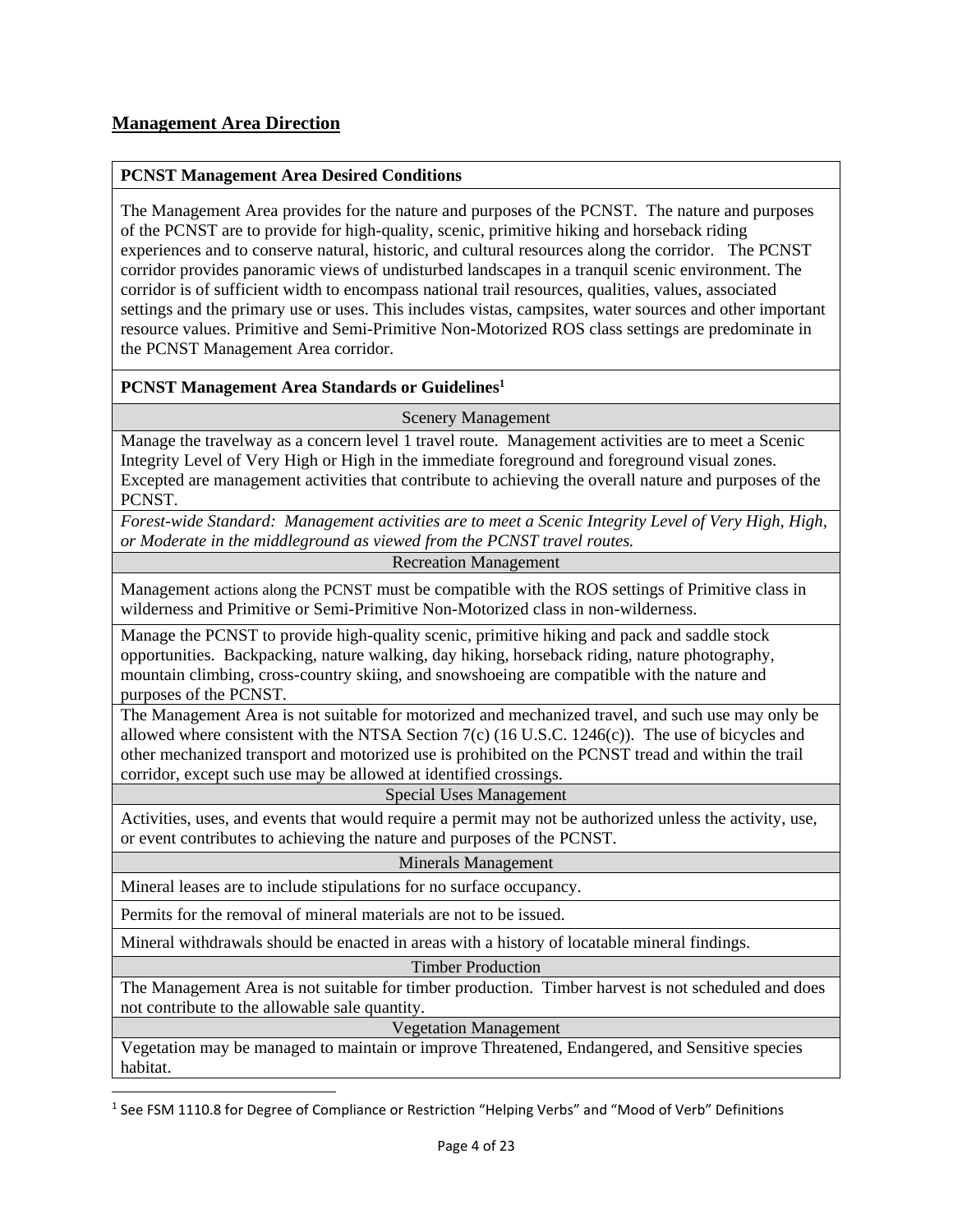## Management Area Direction

| **PCNST Management Area Desired Conditions** |
|---|
| The Management Area provides for the nature and purposes of the PCNST. The nature and purposes of the PCNST are to provide for high-quality, scenic, primitive hiking and horseback riding experiences and to conserve natural, historic, and cultural resources along the corridor. The PCNST corridor provides panoramic views of undisturbed landscapes in a tranquil scenic environment. The corridor is of sufficient width to encompass national trail resources, qualities, values, associated settings and the primary use or uses. This includes vistas, campsites, water sources and other important resource values. Primitive and Semi-Primitive Non-Motorized ROS class settings are predominate in the PCNST Management Area corridor. |
| **PCNST Management Area Standards or Guidelines[1]** |
| Scenery Management |
| Manage the travelway as a concern level 1 travel route. Management activities are to meet a Scenic Integrity Level of Very High or High in the immediate foreground and foreground visual zones. Excepted are management activities that contribute to achieving the overall nature and purposes of the PCNST. |
| *Forest-wide Standard: Management activities are to meet a Scenic Integrity Level of Very High, High, or Moderate in the middleground as viewed from the PCNST travel routes.* |
| Recreation Management |
| Management actions along the PCNST must be compatible with the ROS settings of Primitive class in wilderness and Primitive or Semi-Primitive Non-Motorized class in non-wilderness. |
| Manage the PCNST to provide high-quality scenic, primitive hiking and pack and saddle stock opportunities. Backpacking, nature walking, day hiking, horseback riding, nature photography, mountain climbing, cross-country skiing, and snowshoeing are compatible with the nature and purposes of the PCNST. |
| The Management Area is not suitable for motorized and mechanized travel, and such use may only be allowed where consistent with the NTSA Section 7(c) (16 U.S.C. 1246(c)). The use of bicycles and other mechanized transport and motorized use is prohibited on the PCNST tread and within the trail corridor, except such use may be allowed at identified crossings. |
| Special Uses Management |
| Activities, uses, and events that would require a permit may not be authorized unless the activity, use, or event contributes to achieving the nature and purposes of the PCNST. |
| Minerals Management |
| Mineral leases are to include stipulations for no surface occupancy. |
| Permits for the removal of mineral materials are not to be issued. |
| Mineral withdrawals should be enacted in areas with a history of locatable mineral findings. |
| Timber Production |
| The Management Area is not suitable for timber production. Timber harvest is not scheduled and does not contribute to the allowable sale quantity. |
| Vegetation Management |
| Vegetation may be managed to maintain or improve Threatened, Endangered, and Sensitive species habitat. |

[1] See FSM 1110.8 for Degree of Compliance or Restriction "Helping Verbs" and "Mood of Verb" Definitions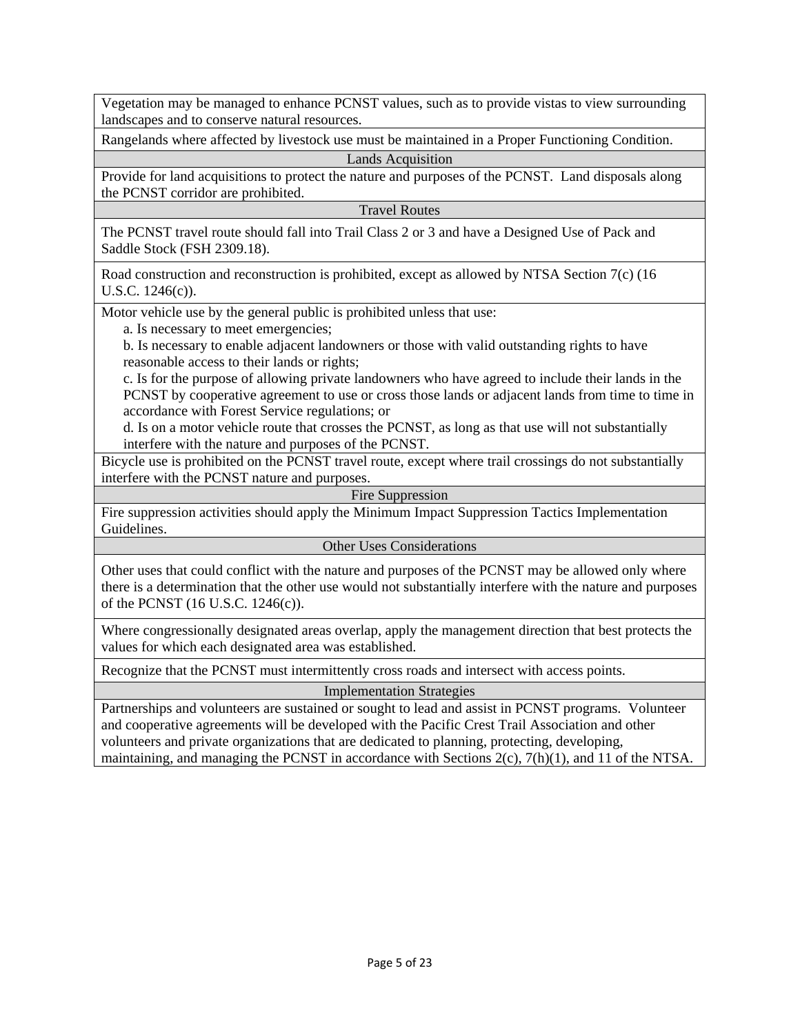| |
|---|
| Vegetation may be managed to enhance PCNST values, such as to provide vistas to view surrounding landscapes and to conserve natural resources. |
| Rangelands where affected by livestock use must be maintained in a Proper Functioning Condition. |
| **Lands Acquisition** |
| Provide for land acquisitions to protect the nature and purposes of the PCNST.  Land disposals along the PCNST corridor are prohibited. |
| **Travel Routes** |
| The PCNST travel route should fall into Trail Class 2 or 3 and have a Designed Use of Pack and Saddle Stock (FSH 2309.18). |
| Road construction and reconstruction is prohibited, except as allowed by NTSA Section 7(c) (16 U.S.C. 1246(c)). |
| Motor vehicle use by the general public is prohibited unless that use:<br>a. Is necessary to meet emergencies;<br>b. Is necessary to enable adjacent landowners or those with valid outstanding rights to have reasonable access to their lands or rights;<br>c. Is for the purpose of allowing private landowners who have agreed to include their lands in the PCNST by cooperative agreement to use or cross those lands or adjacent lands from time to time in accordance with Forest Service regulations; or<br>d. Is on a motor vehicle route that crosses the PCNST, as long as that use will not substantially interfere with the nature and purposes of the PCNST. |
| Bicycle use is prohibited on the PCNST travel route, except where trail crossings do not substantially interfere with the PCNST nature and purposes. |
| **Fire Suppression** |
| Fire suppression activities should apply the Minimum Impact Suppression Tactics Implementation Guidelines. |
| **Other Uses Considerations** |
| Other uses that could conflict with the nature and purposes of the PCNST may be allowed only where there is a determination that the other use would not substantially interfere with the nature and purposes of the PCNST (16 U.S.C. 1246(c)). |
| Where congressionally designated areas overlap, apply the management direction that best protects the values for which each designated area was established. |
| Recognize that the PCNST must intermittently cross roads and intersect with access points. |
| **Implementation Strategies** |
| Partnerships and volunteers are sustained or sought to lead and assist in PCNST programs.  Volunteer and cooperative agreements will be developed with the Pacific Crest Trail Association and other volunteers and private organizations that are dedicated to planning, protecting, developing, maintaining, and managing the PCNST in accordance with Sections 2(c), 7(h)(1), and 11 of the NTSA. |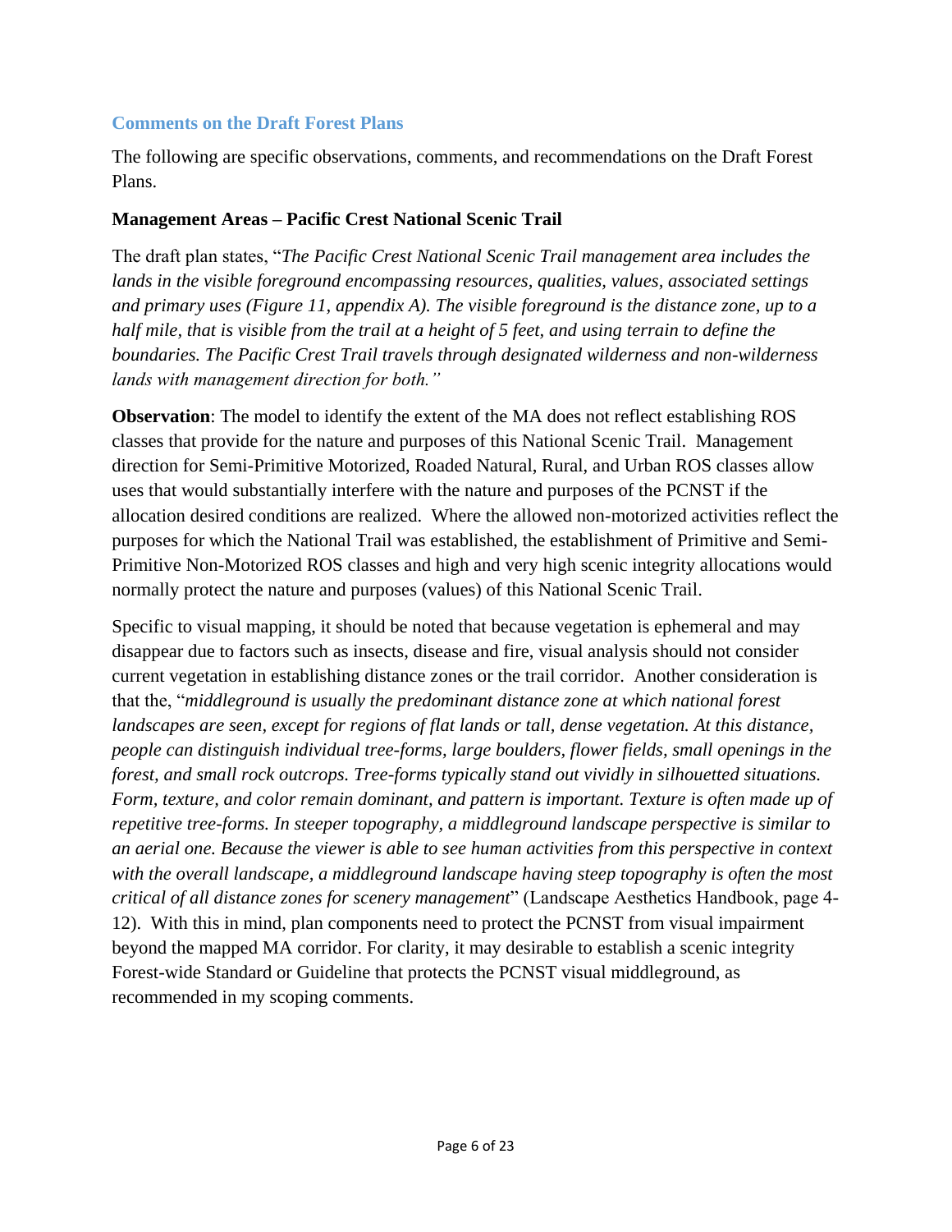## Comments on the Draft Forest Plans

The following are specific observations, comments, and recommendations on the Draft Forest Plans.

### Management Areas – Pacific Crest National Scenic Trail

The draft plan states, "*The Pacific Crest National Scenic Trail management area includes the lands in the visible foreground encompassing resources, qualities, values, associated settings and primary uses (Figure 11, appendix A). The visible foreground is the distance zone, up to a half mile, that is visible from the trail at a height of 5 feet, and using terrain to define the boundaries. The Pacific Crest Trail travels through designated wilderness and non-wilderness lands with management direction for both.*"

**Observation**: The model to identify the extent of the MA does not reflect establishing ROS classes that provide for the nature and purposes of this National Scenic Trail. Management direction for Semi-Primitive Motorized, Roaded Natural, Rural, and Urban ROS classes allow uses that would substantially interfere with the nature and purposes of the PCNST if the allocation desired conditions are realized. Where the allowed non-motorized activities reflect the purposes for which the National Trail was established, the establishment of Primitive and Semi-Primitive Non-Motorized ROS classes and high and very high scenic integrity allocations would normally protect the nature and purposes (values) of this National Scenic Trail.

Specific to visual mapping, it should be noted that because vegetation is ephemeral and may disappear due to factors such as insects, disease and fire, visual analysis should not consider current vegetation in establishing distance zones or the trail corridor. Another consideration is that the, "*middleground is usually the predominant distance zone at which national forest landscapes are seen, except for regions of flat lands or tall, dense vegetation. At this distance, people can distinguish individual tree-forms, large boulders, flower fields, small openings in the forest, and small rock outcrops. Tree-forms typically stand out vividly in silhouetted situations. Form, texture, and color remain dominant, and pattern is important. Texture is often made up of repetitive tree-forms. In steeper topography, a middleground landscape perspective is similar to an aerial one. Because the viewer is able to see human activities from this perspective in context with the overall landscape, a middleground landscape having steep topography is often the most critical of all distance zones for scenery management*" (Landscape Aesthetics Handbook, page 4-12). With this in mind, plan components need to protect the PCNST from visual impairment beyond the mapped MA corridor. For clarity, it may desirable to establish a scenic integrity Forest-wide Standard or Guideline that protects the PCNST visual middleground, as recommended in my scoping comments.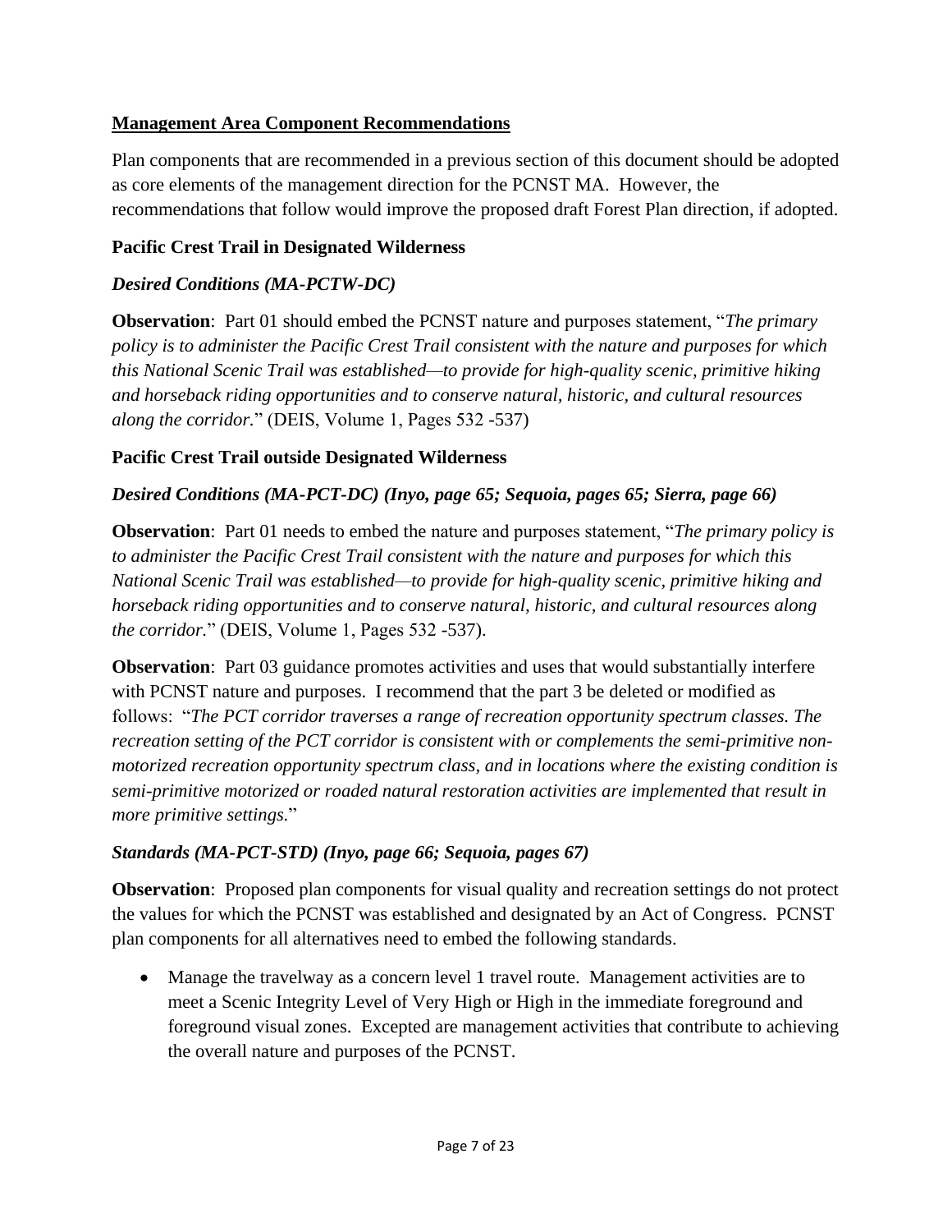## Management Area Component Recommendations

Plan components that are recommended in a previous section of this document should be adopted as core elements of the management direction for the PCNST MA. However, the recommendations that follow would improve the proposed draft Forest Plan direction, if adopted.

### Pacific Crest Trail in Designated Wilderness

#### *Desired Conditions (MA-PCTW-DC)*

**Observation**: Part 01 should embed the PCNST nature and purposes statement, "*The primary policy is to administer the Pacific Crest Trail consistent with the nature and purposes for which this National Scenic Trail was established—to provide for high-quality scenic, primitive hiking and horseback riding opportunities and to conserve natural, historic, and cultural resources along the corridor.*" (DEIS, Volume 1, Pages 532 -537)

### Pacific Crest Trail outside Designated Wilderness

#### *Desired Conditions (MA-PCT-DC) (Inyo, page 65; Sequoia, pages 65; Sierra, page 66)*

**Observation**: Part 01 needs to embed the nature and purposes statement, "*The primary policy is to administer the Pacific Crest Trail consistent with the nature and purposes for which this National Scenic Trail was established—to provide for high-quality scenic, primitive hiking and horseback riding opportunities and to conserve natural, historic, and cultural resources along the corridor.*" (DEIS, Volume 1, Pages 532 -537).

**Observation**: Part 03 guidance promotes activities and uses that would substantially interfere with PCNST nature and purposes. I recommend that the part 3 be deleted or modified as follows: "*The PCT corridor traverses a range of recreation opportunity spectrum classes. The recreation setting of the PCT corridor is consistent with or complements the semi-primitive non-motorized recreation opportunity spectrum class, and in locations where the existing condition is semi-primitive motorized or roaded natural restoration activities are implemented that result in more primitive settings.*"

#### *Standards (MA-PCT-STD) (Inyo, page 66; Sequoia, pages 67)*

**Observation**: Proposed plan components for visual quality and recreation settings do not protect the values for which the PCNST was established and designated by an Act of Congress. PCNST plan components for all alternatives need to embed the following standards.

- Manage the travelway as a concern level 1 travel route. Management activities are to meet a Scenic Integrity Level of Very High or High in the immediate foreground and foreground visual zones. Excepted are management activities that contribute to achieving the overall nature and purposes of the PCNST.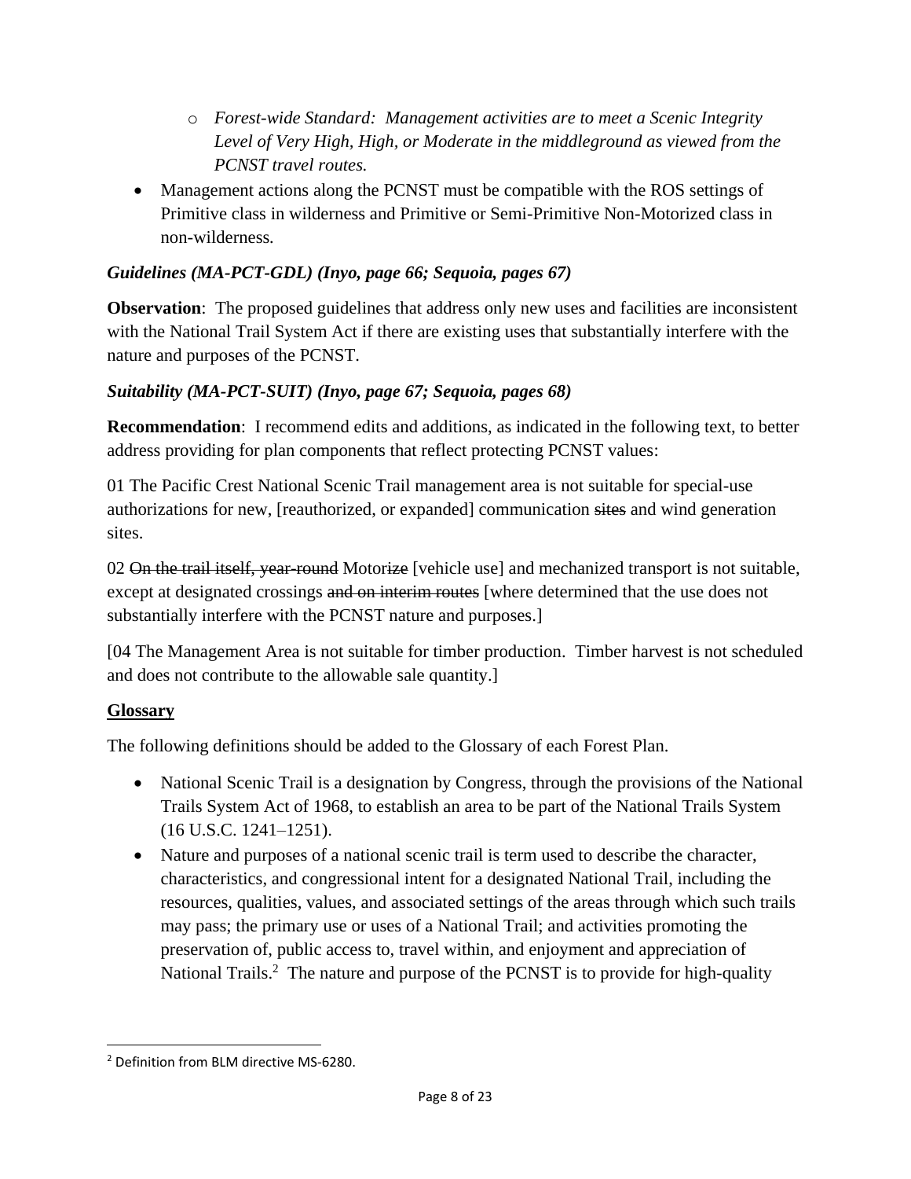- *Forest-wide Standard: Management activities are to meet a Scenic Integrity Level of Very High, High, or Moderate in the middleground as viewed from the PCNST travel routes.*
- Management actions along the PCNST must be compatible with the ROS settings of Primitive class in wilderness and Primitive or Semi-Primitive Non-Motorized class in non-wilderness.

### *Guidelines (MA-PCT-GDL) (Inyo, page 66; Sequoia, pages 67)*

**Observation**: The proposed guidelines that address only new uses and facilities are inconsistent with the National Trail System Act if there are existing uses that substantially interfere with the nature and purposes of the PCNST.

### *Suitability (MA-PCT-SUIT) (Inyo, page 67; Sequoia, pages 68)*

**Recommendation**: I recommend edits and additions, as indicated in the following text, to better address providing for plan components that reflect protecting PCNST values:

01 The Pacific Crest National Scenic Trail management area is not suitable for special-use authorizations for new, [reauthorized, or expanded] communication ~~sites~~ and wind generation sites.

02 ~~On the trail itself, year-round~~ Motor~~ize~~ [vehicle use] and mechanized transport is not suitable, except at designated crossings ~~and on interim routes~~ [where determined that the use does not substantially interfere with the PCNST nature and purposes.]

[04 The Management Area is not suitable for timber production. Timber harvest is not scheduled and does not contribute to the allowable sale quantity.]

### Glossary

The following definitions should be added to the Glossary of each Forest Plan.

- National Scenic Trail is a designation by Congress, through the provisions of the National Trails System Act of 1968, to establish an area to be part of the National Trails System (16 U.S.C. 1241–1251).
- Nature and purposes of a national scenic trail is term used to describe the character, characteristics, and congressional intent for a designated National Trail, including the resources, qualities, values, and associated settings of the areas through which such trails may pass; the primary use or uses of a National Trail; and activities promoting the preservation of, public access to, travel within, and enjoyment and appreciation of National Trails.[2] The nature and purpose of the PCNST is to provide for high-quality

[2] Definition from BLM directive MS-6280.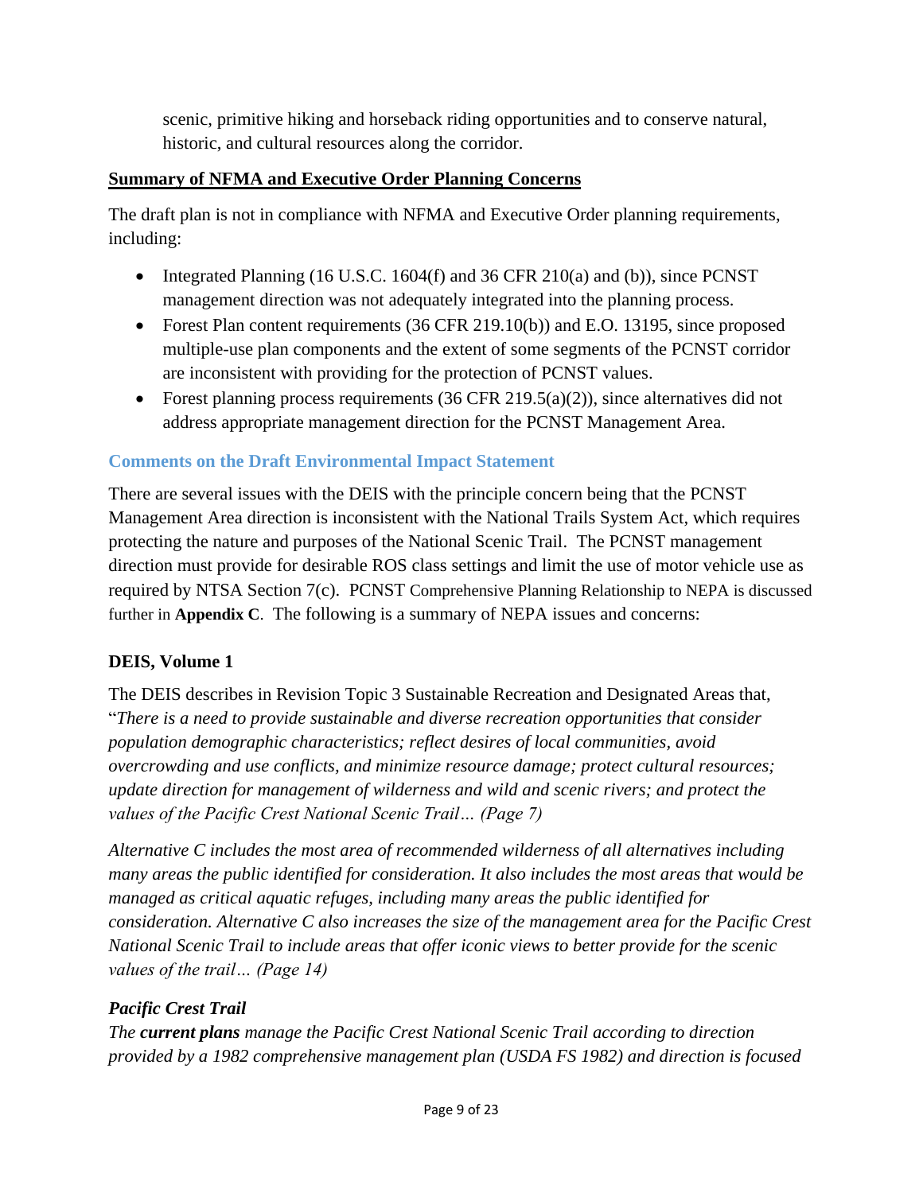scenic, primitive hiking and horseback riding opportunities and to conserve natural, historic, and cultural resources along the corridor.

**Summary of NFMA and Executive Order Planning Concerns**

The draft plan is not in compliance with NFMA and Executive Order planning requirements, including:

- Integrated Planning (16 U.S.C. 1604(f) and 36 CFR 210(a) and (b)), since PCNST management direction was not adequately integrated into the planning process.
- Forest Plan content requirements (36 CFR 219.10(b)) and E.O. 13195, since proposed multiple-use plan components and the extent of some segments of the PCNST corridor are inconsistent with providing for the protection of PCNST values.
- Forest planning process requirements (36 CFR 219.5(a)(2)), since alternatives did not address appropriate management direction for the PCNST Management Area.

## Comments on the Draft Environmental Impact Statement

There are several issues with the DEIS with the principle concern being that the PCNST Management Area direction is inconsistent with the National Trails System Act, which requires protecting the nature and purposes of the National Scenic Trail. The PCNST management direction must provide for desirable ROS class settings and limit the use of motor vehicle use as required by NTSA Section 7(c). PCNST Comprehensive Planning Relationship to NEPA is discussed further in **Appendix C**. The following is a summary of NEPA issues and concerns:

### DEIS, Volume 1

The DEIS describes in Revision Topic 3 Sustainable Recreation and Designated Areas that, "*There is a need to provide sustainable and diverse recreation opportunities that consider population demographic characteristics; reflect desires of local communities, avoid overcrowding and use conflicts, and minimize resource damage; protect cultural resources; update direction for management of wilderness and wild and scenic rivers; and protect the values of the Pacific Crest National Scenic Trail… (Page 7)*

*Alternative C includes the most area of recommended wilderness of all alternatives including many areas the public identified for consideration. It also includes the most areas that would be managed as critical aquatic refuges, including many areas the public identified for consideration. Alternative C also increases the size of the management area for the Pacific Crest National Scenic Trail to include areas that offer iconic views to better provide for the scenic values of the trail… (Page 14)*

***Pacific Crest Trail***

*The **current plans** manage the Pacific Crest National Scenic Trail according to direction provided by a 1982 comprehensive management plan (USDA FS 1982) and direction is focused*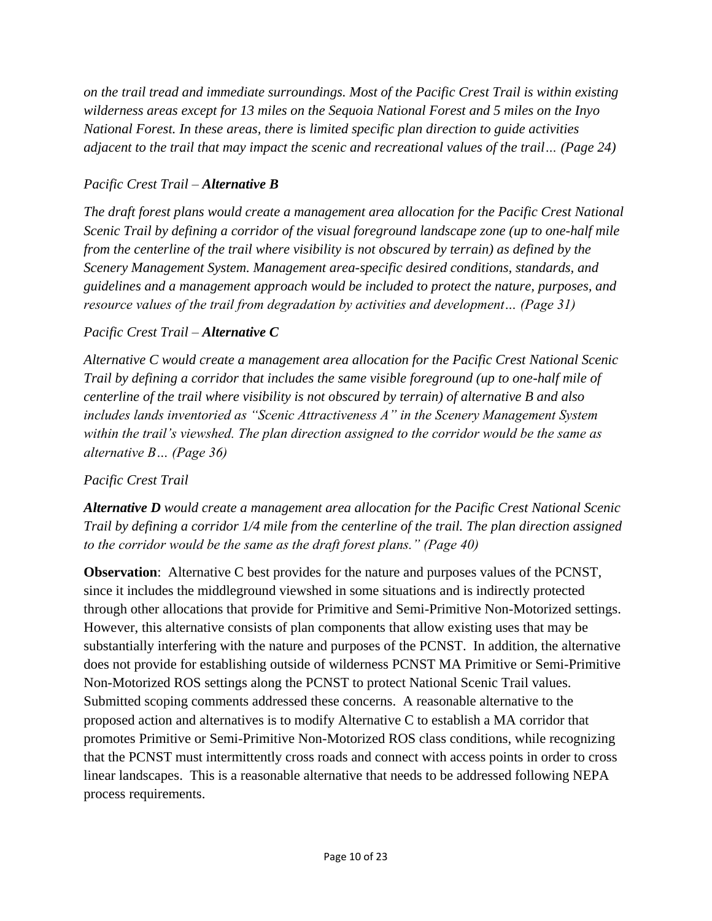*on the trail tread and immediate surroundings. Most of the Pacific Crest Trail is within existing wilderness areas except for 13 miles on the Sequoia National Forest and 5 miles on the Inyo National Forest. In these areas, there is limited specific plan direction to guide activities adjacent to the trail that may impact the scenic and recreational values of the trail… (Page 24)*

*Pacific Crest Trail – **Alternative B***

*The draft forest plans would create a management area allocation for the Pacific Crest National Scenic Trail by defining a corridor of the visual foreground landscape zone (up to one-half mile from the centerline of the trail where visibility is not obscured by terrain) as defined by the Scenery Management System. Management area-specific desired conditions, standards, and guidelines and a management approach would be included to protect the nature, purposes, and resource values of the trail from degradation by activities and development… (Page 31)*

*Pacific Crest Trail – **Alternative C***

*Alternative C would create a management area allocation for the Pacific Crest National Scenic Trail by defining a corridor that includes the same visible foreground (up to one-half mile of centerline of the trail where visibility is not obscured by terrain) of alternative B and also includes lands inventoried as "Scenic Attractiveness A" in the Scenery Management System within the trail's viewshed. The plan direction assigned to the corridor would be the same as alternative B… (Page 36)*

*Pacific Crest Trail*

***Alternative D** would create a management area allocation for the Pacific Crest National Scenic Trail by defining a corridor 1/4 mile from the centerline of the trail. The plan direction assigned to the corridor would be the same as the draft forest plans." (Page 40)*

**Observation**: Alternative C best provides for the nature and purposes values of the PCNST, since it includes the middleground viewshed in some situations and is indirectly protected through other allocations that provide for Primitive and Semi-Primitive Non-Motorized settings. However, this alternative consists of plan components that allow existing uses that may be substantially interfering with the nature and purposes of the PCNST. In addition, the alternative does not provide for establishing outside of wilderness PCNST MA Primitive or Semi-Primitive Non-Motorized ROS settings along the PCNST to protect National Scenic Trail values. Submitted scoping comments addressed these concerns. A reasonable alternative to the proposed action and alternatives is to modify Alternative C to establish a MA corridor that promotes Primitive or Semi-Primitive Non-Motorized ROS class conditions, while recognizing that the PCNST must intermittently cross roads and connect with access points in order to cross linear landscapes. This is a reasonable alternative that needs to be addressed following NEPA process requirements.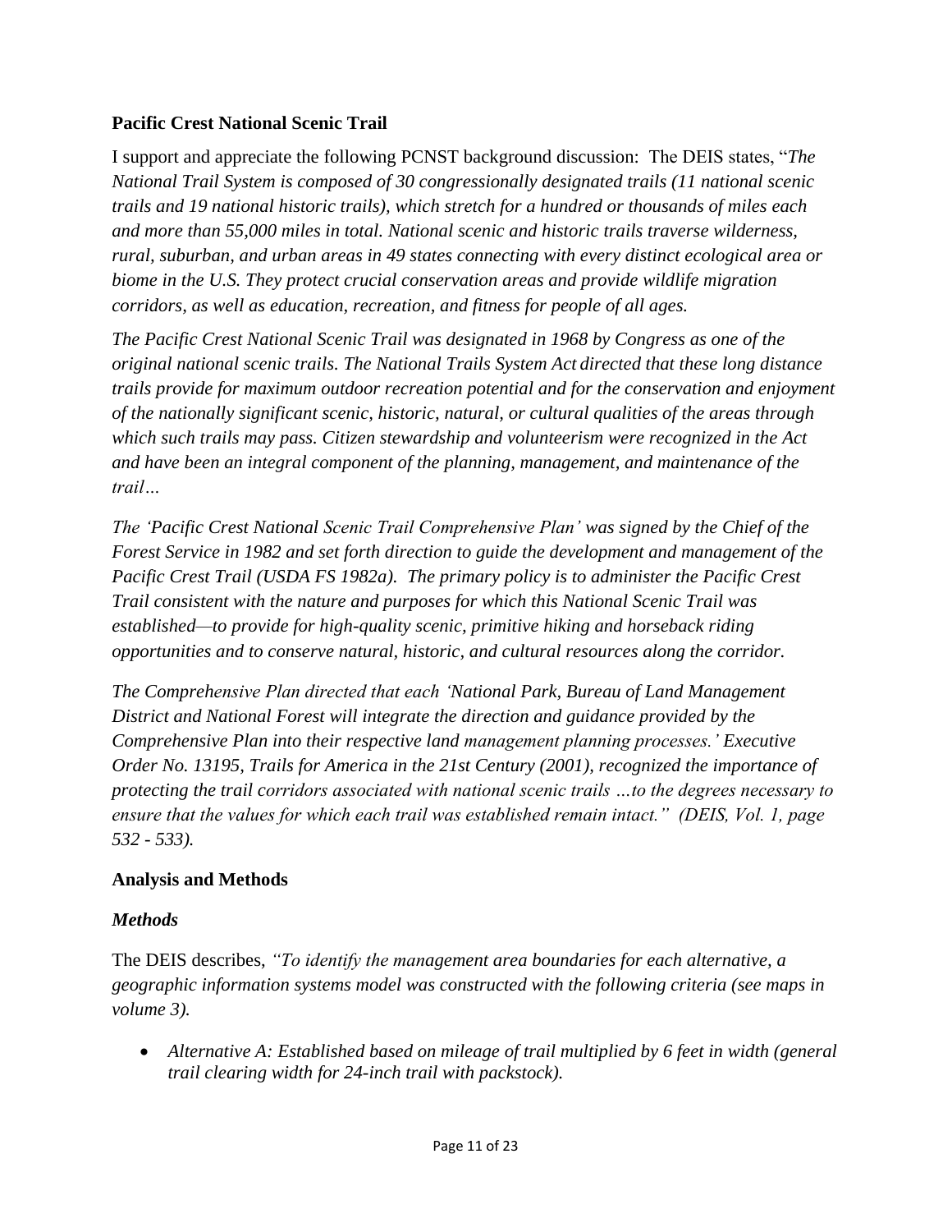### Pacific Crest National Scenic Trail

I support and appreciate the following PCNST background discussion: The DEIS states, "*The National Trail System is composed of 30 congressionally designated trails (11 national scenic trails and 19 national historic trails), which stretch for a hundred or thousands of miles each and more than 55,000 miles in total. National scenic and historic trails traverse wilderness, rural, suburban, and urban areas in 49 states connecting with every distinct ecological area or biome in the U.S. They protect crucial conservation areas and provide wildlife migration corridors, as well as education, recreation, and fitness for people of all ages.*

*The Pacific Crest National Scenic Trail was designated in 1968 by Congress as one of the original national scenic trails. The National Trails System Act directed that these long distance trails provide for maximum outdoor recreation potential and for the conservation and enjoyment of the nationally significant scenic, historic, natural, or cultural qualities of the areas through which such trails may pass. Citizen stewardship and volunteerism were recognized in the Act and have been an integral component of the planning, management, and maintenance of the trail…*

*The 'Pacific Crest National Scenic Trail Comprehensive Plan' was signed by the Chief of the Forest Service in 1982 and set forth direction to guide the development and management of the Pacific Crest Trail (USDA FS 1982a). The primary policy is to administer the Pacific Crest Trail consistent with the nature and purposes for which this National Scenic Trail was established—to provide for high-quality scenic, primitive hiking and horseback riding opportunities and to conserve natural, historic, and cultural resources along the corridor.*

*The Comprehensive Plan directed that each 'National Park, Bureau of Land Management District and National Forest will integrate the direction and guidance provided by the Comprehensive Plan into their respective land management planning processes.' Executive Order No. 13195, Trails for America in the 21st Century (2001), recognized the importance of protecting the trail corridors associated with national scenic trails …to the degrees necessary to ensure that the values for which each trail was established remain intact." (DEIS, Vol. 1, page 532 - 533).*

### Analysis and Methods

#### *Methods*

The DEIS describes, *"To identify the management area boundaries for each alternative, a geographic information systems model was constructed with the following criteria (see maps in volume 3).*

- *Alternative A: Established based on mileage of trail multiplied by 6 feet in width (general trail clearing width for 24-inch trail with packstock).*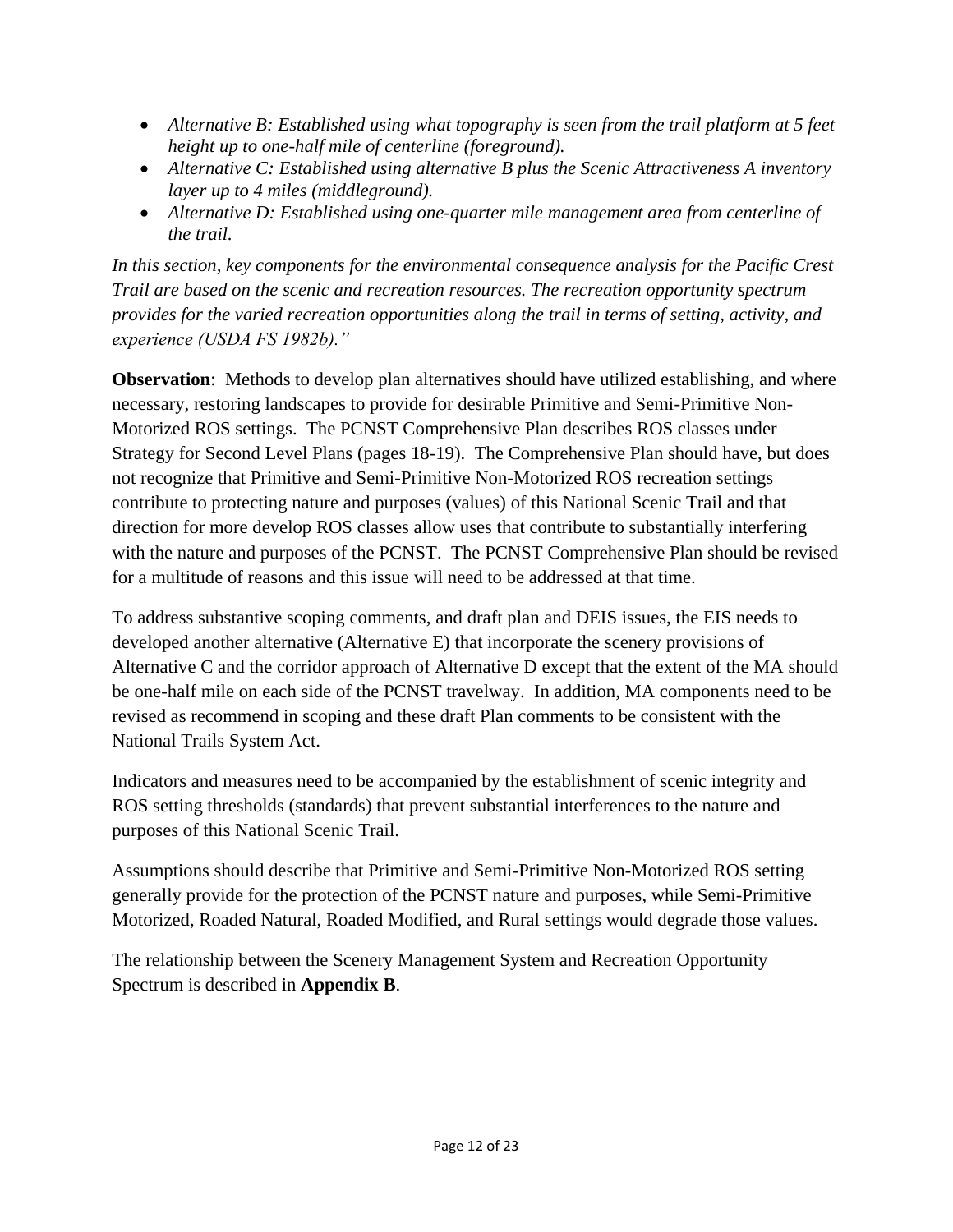- *Alternative B: Established using what topography is seen from the trail platform at 5 feet height up to one-half mile of centerline (foreground).*
- *Alternative C: Established using alternative B plus the Scenic Attractiveness A inventory layer up to 4 miles (middleground).*
- *Alternative D: Established using one-quarter mile management area from centerline of the trail.*

*In this section, key components for the environmental consequence analysis for the Pacific Crest Trail are based on the scenic and recreation resources. The recreation opportunity spectrum provides for the varied recreation opportunities along the trail in terms of setting, activity, and experience (USDA FS 1982b)."*

**Observation**: Methods to develop plan alternatives should have utilized establishing, and where necessary, restoring landscapes to provide for desirable Primitive and Semi-Primitive Non-Motorized ROS settings. The PCNST Comprehensive Plan describes ROS classes under Strategy for Second Level Plans (pages 18-19). The Comprehensive Plan should have, but does not recognize that Primitive and Semi-Primitive Non-Motorized ROS recreation settings contribute to protecting nature and purposes (values) of this National Scenic Trail and that direction for more develop ROS classes allow uses that contribute to substantially interfering with the nature and purposes of the PCNST. The PCNST Comprehensive Plan should be revised for a multitude of reasons and this issue will need to be addressed at that time.

To address substantive scoping comments, and draft plan and DEIS issues, the EIS needs to developed another alternative (Alternative E) that incorporate the scenery provisions of Alternative C and the corridor approach of Alternative D except that the extent of the MA should be one-half mile on each side of the PCNST travelway. In addition, MA components need to be revised as recommend in scoping and these draft Plan comments to be consistent with the National Trails System Act.

Indicators and measures need to be accompanied by the establishment of scenic integrity and ROS setting thresholds (standards) that prevent substantial interferences to the nature and purposes of this National Scenic Trail.

Assumptions should describe that Primitive and Semi-Primitive Non-Motorized ROS setting generally provide for the protection of the PCNST nature and purposes, while Semi-Primitive Motorized, Roaded Natural, Roaded Modified, and Rural settings would degrade those values.

The relationship between the Scenery Management System and Recreation Opportunity Spectrum is described in **Appendix B**.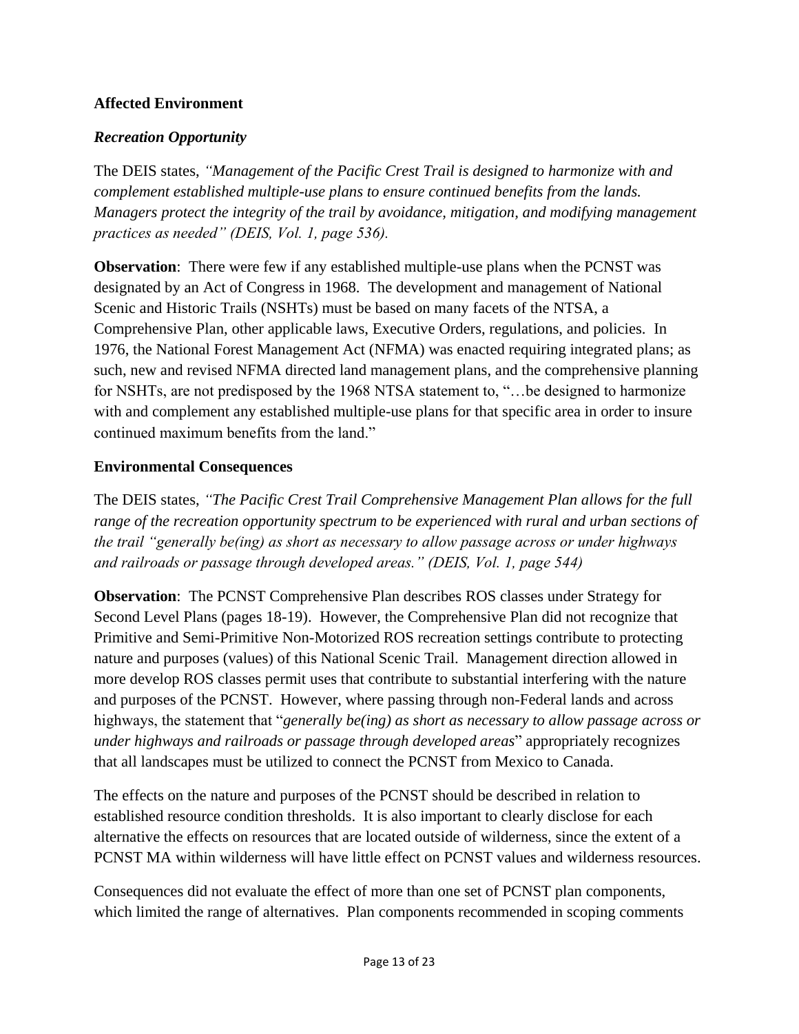## Affected Environment

### *Recreation Opportunity*

The DEIS states, *"Management of the Pacific Crest Trail is designed to harmonize with and complement established multiple-use plans to ensure continued benefits from the lands. Managers protect the integrity of the trail by avoidance, mitigation, and modifying management practices as needed" (DEIS, Vol. 1, page 536).*

**Observation**: There were few if any established multiple-use plans when the PCNST was designated by an Act of Congress in 1968. The development and management of National Scenic and Historic Trails (NSHTs) must be based on many facets of the NTSA, a Comprehensive Plan, other applicable laws, Executive Orders, regulations, and policies. In 1976, the National Forest Management Act (NFMA) was enacted requiring integrated plans; as such, new and revised NFMA directed land management plans, and the comprehensive planning for NSHTs, are not predisposed by the 1968 NTSA statement to, "…be designed to harmonize with and complement any established multiple-use plans for that specific area in order to insure continued maximum benefits from the land."

## Environmental Consequences

The DEIS states, *"The Pacific Crest Trail Comprehensive Management Plan allows for the full range of the recreation opportunity spectrum to be experienced with rural and urban sections of the trail "generally be(ing) as short as necessary to allow passage across or under highways and railroads or passage through developed areas." (DEIS, Vol. 1, page 544)*

**Observation**: The PCNST Comprehensive Plan describes ROS classes under Strategy for Second Level Plans (pages 18-19). However, the Comprehensive Plan did not recognize that Primitive and Semi-Primitive Non-Motorized ROS recreation settings contribute to protecting nature and purposes (values) of this National Scenic Trail. Management direction allowed in more develop ROS classes permit uses that contribute to substantial interfering with the nature and purposes of the PCNST. However, where passing through non-Federal lands and across highways, the statement that "*generally be(ing) as short as necessary to allow passage across or under highways and railroads or passage through developed areas*" appropriately recognizes that all landscapes must be utilized to connect the PCNST from Mexico to Canada.

The effects on the nature and purposes of the PCNST should be described in relation to established resource condition thresholds. It is also important to clearly disclose for each alternative the effects on resources that are located outside of wilderness, since the extent of a PCNST MA within wilderness will have little effect on PCNST values and wilderness resources.

Consequences did not evaluate the effect of more than one set of PCNST plan components, which limited the range of alternatives. Plan components recommended in scoping comments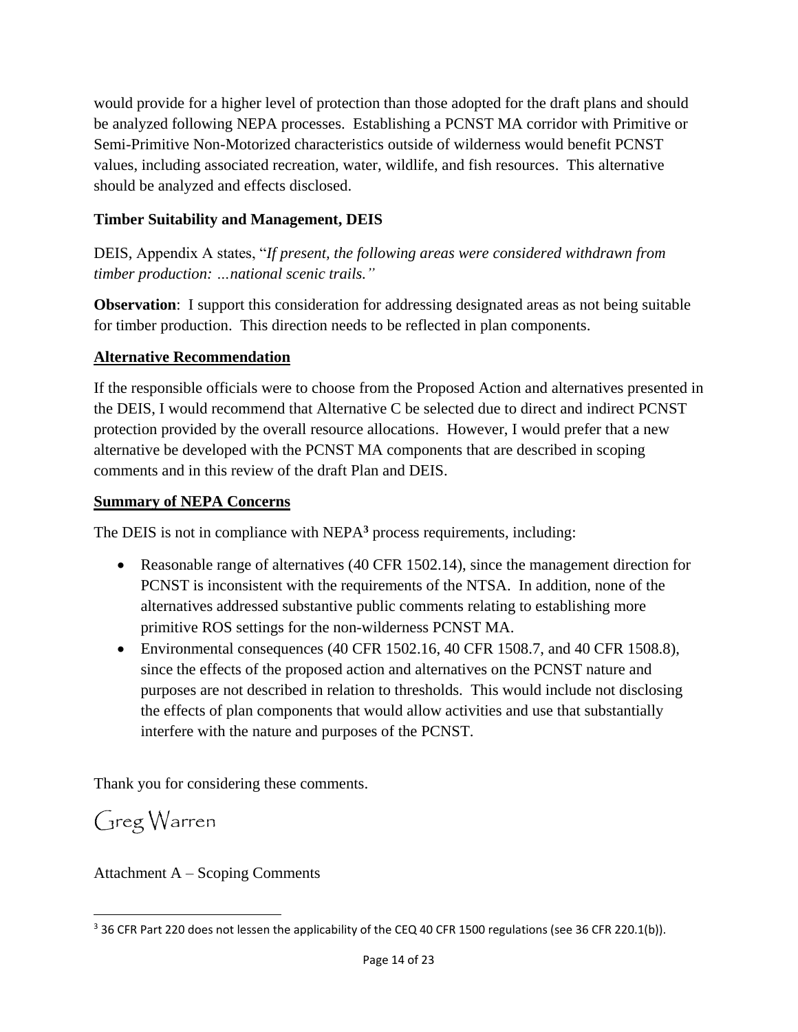would provide for a higher level of protection than those adopted for the draft plans and should be analyzed following NEPA processes. Establishing a PCNST MA corridor with Primitive or Semi-Primitive Non-Motorized characteristics outside of wilderness would benefit PCNST values, including associated recreation, water, wildlife, and fish resources. This alternative should be analyzed and effects disclosed.

**Timber Suitability and Management, DEIS**

DEIS, Appendix A states, "*If present, the following areas were considered withdrawn from timber production: …national scenic trails."*

**Observation**: I support this consideration for addressing designated areas as not being suitable for timber production. This direction needs to be reflected in plan components.

**Alternative Recommendation**

If the responsible officials were to choose from the Proposed Action and alternatives presented in the DEIS, I would recommend that Alternative C be selected due to direct and indirect PCNST protection provided by the overall resource allocations. However, I would prefer that a new alternative be developed with the PCNST MA components that are described in scoping comments and in this review of the draft Plan and DEIS.

**Summary of NEPA Concerns**

The DEIS is not in compliance with NEPA[3] process requirements, including:

- Reasonable range of alternatives (40 CFR 1502.14), since the management direction for PCNST is inconsistent with the requirements of the NTSA. In addition, none of the alternatives addressed substantive public comments relating to establishing more primitive ROS settings for the non-wilderness PCNST MA.
- Environmental consequences (40 CFR 1502.16, 40 CFR 1508.7, and 40 CFR 1508.8), since the effects of the proposed action and alternatives on the PCNST nature and purposes are not described in relation to thresholds. This would include not disclosing the effects of plan components that would allow activities and use that substantially interfere with the nature and purposes of the PCNST.

Thank you for considering these comments.

Greg Warren

Attachment A – Scoping Comments

[3] 36 CFR Part 220 does not lessen the applicability of the CEQ 40 CFR 1500 regulations (see 36 CFR 220.1(b)).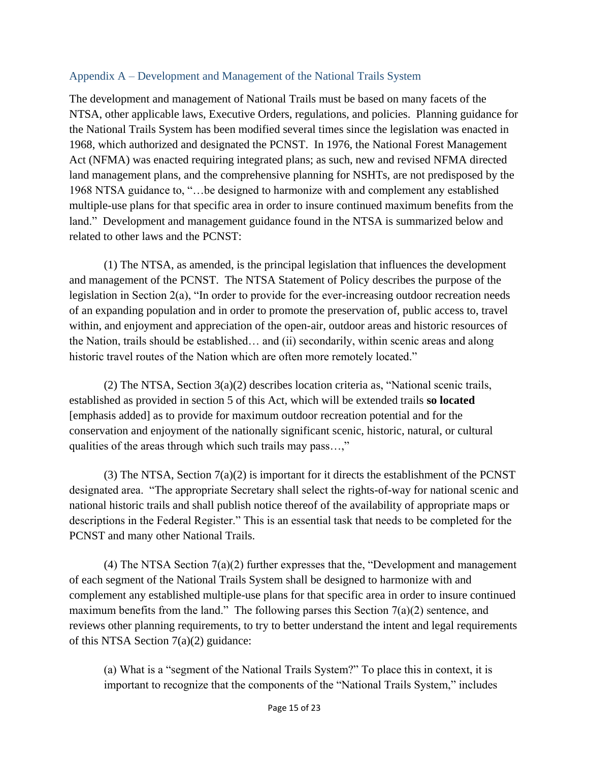## Appendix A – Development and Management of the National Trails System

The development and management of National Trails must be based on many facets of the NTSA, other applicable laws, Executive Orders, regulations, and policies. Planning guidance for the National Trails System has been modified several times since the legislation was enacted in 1968, which authorized and designated the PCNST. In 1976, the National Forest Management Act (NFMA) was enacted requiring integrated plans; as such, new and revised NFMA directed land management plans, and the comprehensive planning for NSHTs, are not predisposed by the 1968 NTSA guidance to, "…be designed to harmonize with and complement any established multiple-use plans for that specific area in order to insure continued maximum benefits from the land." Development and management guidance found in the NTSA is summarized below and related to other laws and the PCNST:

(1) The NTSA, as amended, is the principal legislation that influences the development and management of the PCNST. The NTSA Statement of Policy describes the purpose of the legislation in Section 2(a), "In order to provide for the ever-increasing outdoor recreation needs of an expanding population and in order to promote the preservation of, public access to, travel within, and enjoyment and appreciation of the open-air, outdoor areas and historic resources of the Nation, trails should be established… and (ii) secondarily, within scenic areas and along historic travel routes of the Nation which are often more remotely located."

(2) The NTSA, Section 3(a)(2) describes location criteria as, "National scenic trails, established as provided in section 5 of this Act, which will be extended trails **so located** [emphasis added] as to provide for maximum outdoor recreation potential and for the conservation and enjoyment of the nationally significant scenic, historic, natural, or cultural qualities of the areas through which such trails may pass…,"

(3) The NTSA, Section 7(a)(2) is important for it directs the establishment of the PCNST designated area. "The appropriate Secretary shall select the rights-of-way for national scenic and national historic trails and shall publish notice thereof of the availability of appropriate maps or descriptions in the Federal Register." This is an essential task that needs to be completed for the PCNST and many other National Trails.

(4) The NTSA Section 7(a)(2) further expresses that the, "Development and management of each segment of the National Trails System shall be designed to harmonize with and complement any established multiple-use plans for that specific area in order to insure continued maximum benefits from the land." The following parses this Section 7(a)(2) sentence, and reviews other planning requirements, to try to better understand the intent and legal requirements of this NTSA Section 7(a)(2) guidance:

(a) What is a "segment of the National Trails System?" To place this in context, it is important to recognize that the components of the "National Trails System," includes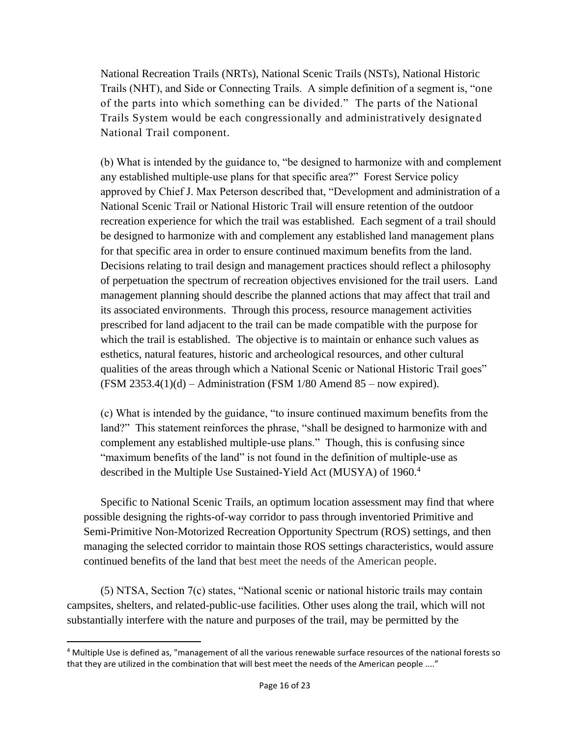National Recreation Trails (NRTs), National Scenic Trails (NSTs), National Historic Trails (NHT), and Side or Connecting Trails. A simple definition of a segment is, "one of the parts into which something can be divided." The parts of the National Trails System would be each congressionally and administratively designated National Trail component.

(b) What is intended by the guidance to, "be designed to harmonize with and complement any established multiple-use plans for that specific area?" Forest Service policy approved by Chief J. Max Peterson described that, "Development and administration of a National Scenic Trail or National Historic Trail will ensure retention of the outdoor recreation experience for which the trail was established. Each segment of a trail should be designed to harmonize with and complement any established land management plans for that specific area in order to ensure continued maximum benefits from the land. Decisions relating to trail design and management practices should reflect a philosophy of perpetuation the spectrum of recreation objectives envisioned for the trail users. Land management planning should describe the planned actions that may affect that trail and its associated environments. Through this process, resource management activities prescribed for land adjacent to the trail can be made compatible with the purpose for which the trail is established. The objective is to maintain or enhance such values as esthetics, natural features, historic and archeological resources, and other cultural qualities of the areas through which a National Scenic or National Historic Trail goes" (FSM 2353.4(1)(d) – Administration (FSM 1/80 Amend 85 – now expired).

(c) What is intended by the guidance, "to insure continued maximum benefits from the land?" This statement reinforces the phrase, "shall be designed to harmonize with and complement any established multiple-use plans." Though, this is confusing since "maximum benefits of the land" is not found in the definition of multiple-use as described in the Multiple Use Sustained-Yield Act (MUSYA) of 1960.[4]

Specific to National Scenic Trails, an optimum location assessment may find that where possible designing the rights-of-way corridor to pass through inventoried Primitive and Semi-Primitive Non-Motorized Recreation Opportunity Spectrum (ROS) settings, and then managing the selected corridor to maintain those ROS settings characteristics, would assure continued benefits of the land that best meet the needs of the American people.

(5) NTSA, Section 7(c) states, "National scenic or national historic trails may contain campsites, shelters, and related-public-use facilities. Other uses along the trail, which will not substantially interfere with the nature and purposes of the trail, may be permitted by the

---

[4] Multiple Use is defined as, "management of all the various renewable surface resources of the national forests so that they are utilized in the combination that will best meet the needs of the American people ...."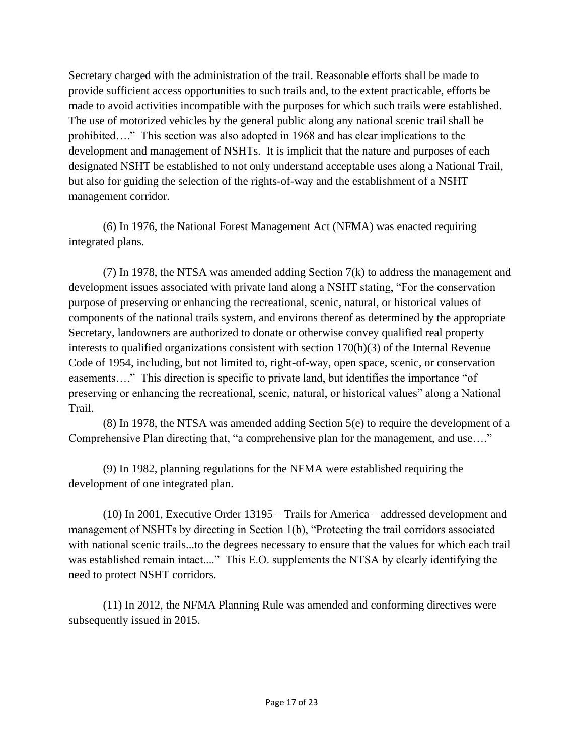Secretary charged with the administration of the trail. Reasonable efforts shall be made to provide sufficient access opportunities to such trails and, to the extent practicable, efforts be made to avoid activities incompatible with the purposes for which such trails were established. The use of motorized vehicles by the general public along any national scenic trail shall be prohibited…." This section was also adopted in 1968 and has clear implications to the development and management of NSHTs. It is implicit that the nature and purposes of each designated NSHT be established to not only understand acceptable uses along a National Trail, but also for guiding the selection of the rights-of-way and the establishment of a NSHT management corridor.

(6) In 1976, the National Forest Management Act (NFMA) was enacted requiring integrated plans.

(7) In 1978, the NTSA was amended adding Section 7(k) to address the management and development issues associated with private land along a NSHT stating, "For the conservation purpose of preserving or enhancing the recreational, scenic, natural, or historical values of components of the national trails system, and environs thereof as determined by the appropriate Secretary, landowners are authorized to donate or otherwise convey qualified real property interests to qualified organizations consistent with section 170(h)(3) of the Internal Revenue Code of 1954, including, but not limited to, right-of-way, open space, scenic, or conservation easements…." This direction is specific to private land, but identifies the importance "of preserving or enhancing the recreational, scenic, natural, or historical values" along a National Trail.

(8) In 1978, the NTSA was amended adding Section 5(e) to require the development of a Comprehensive Plan directing that, "a comprehensive plan for the management, and use…."

(9) In 1982, planning regulations for the NFMA were established requiring the development of one integrated plan.

(10) In 2001, Executive Order 13195 – Trails for America – addressed development and management of NSHTs by directing in Section 1(b), "Protecting the trail corridors associated with national scenic trails...to the degrees necessary to ensure that the values for which each trail was established remain intact...." This E.O. supplements the NTSA by clearly identifying the need to protect NSHT corridors.

(11) In 2012, the NFMA Planning Rule was amended and conforming directives were subsequently issued in 2015.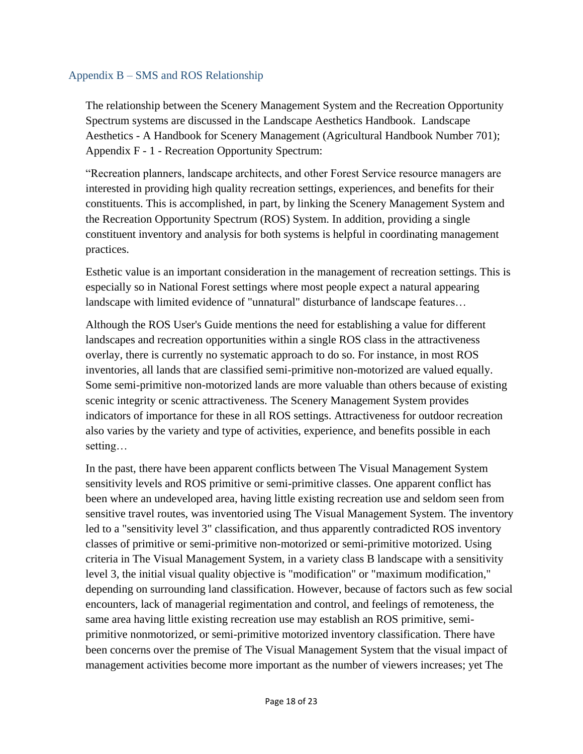## Appendix B – SMS and ROS Relationship

The relationship between the Scenery Management System and the Recreation Opportunity Spectrum systems are discussed in the Landscape Aesthetics Handbook. Landscape Aesthetics - A Handbook for Scenery Management (Agricultural Handbook Number 701); Appendix F - 1 - Recreation Opportunity Spectrum:

"Recreation planners, landscape architects, and other Forest Service resource managers are interested in providing high quality recreation settings, experiences, and benefits for their constituents. This is accomplished, in part, by linking the Scenery Management System and the Recreation Opportunity Spectrum (ROS) System. In addition, providing a single constituent inventory and analysis for both systems is helpful in coordinating management practices.

Esthetic value is an important consideration in the management of recreation settings. This is especially so in National Forest settings where most people expect a natural appearing landscape with limited evidence of "unnatural" disturbance of landscape features…

Although the ROS User's Guide mentions the need for establishing a value for different landscapes and recreation opportunities within a single ROS class in the attractiveness overlay, there is currently no systematic approach to do so. For instance, in most ROS inventories, all lands that are classified semi-primitive non-motorized are valued equally. Some semi-primitive non-motorized lands are more valuable than others because of existing scenic integrity or scenic attractiveness. The Scenery Management System provides indicators of importance for these in all ROS settings. Attractiveness for outdoor recreation also varies by the variety and type of activities, experience, and benefits possible in each setting…

In the past, there have been apparent conflicts between The Visual Management System sensitivity levels and ROS primitive or semi-primitive classes. One apparent conflict has been where an undeveloped area, having little existing recreation use and seldom seen from sensitive travel routes, was inventoried using The Visual Management System. The inventory led to a "sensitivity level 3" classification, and thus apparently contradicted ROS inventory classes of primitive or semi-primitive non-motorized or semi-primitive motorized. Using criteria in The Visual Management System, in a variety class B landscape with a sensitivity level 3, the initial visual quality objective is "modification" or "maximum modification," depending on surrounding land classification. However, because of factors such as few social encounters, lack of managerial regimentation and control, and feelings of remoteness, the same area having little existing recreation use may establish an ROS primitive, semi-primitive nonmotorized, or semi-primitive motorized inventory classification. There have been concerns over the premise of The Visual Management System that the visual impact of management activities become more important as the number of viewers increases; yet The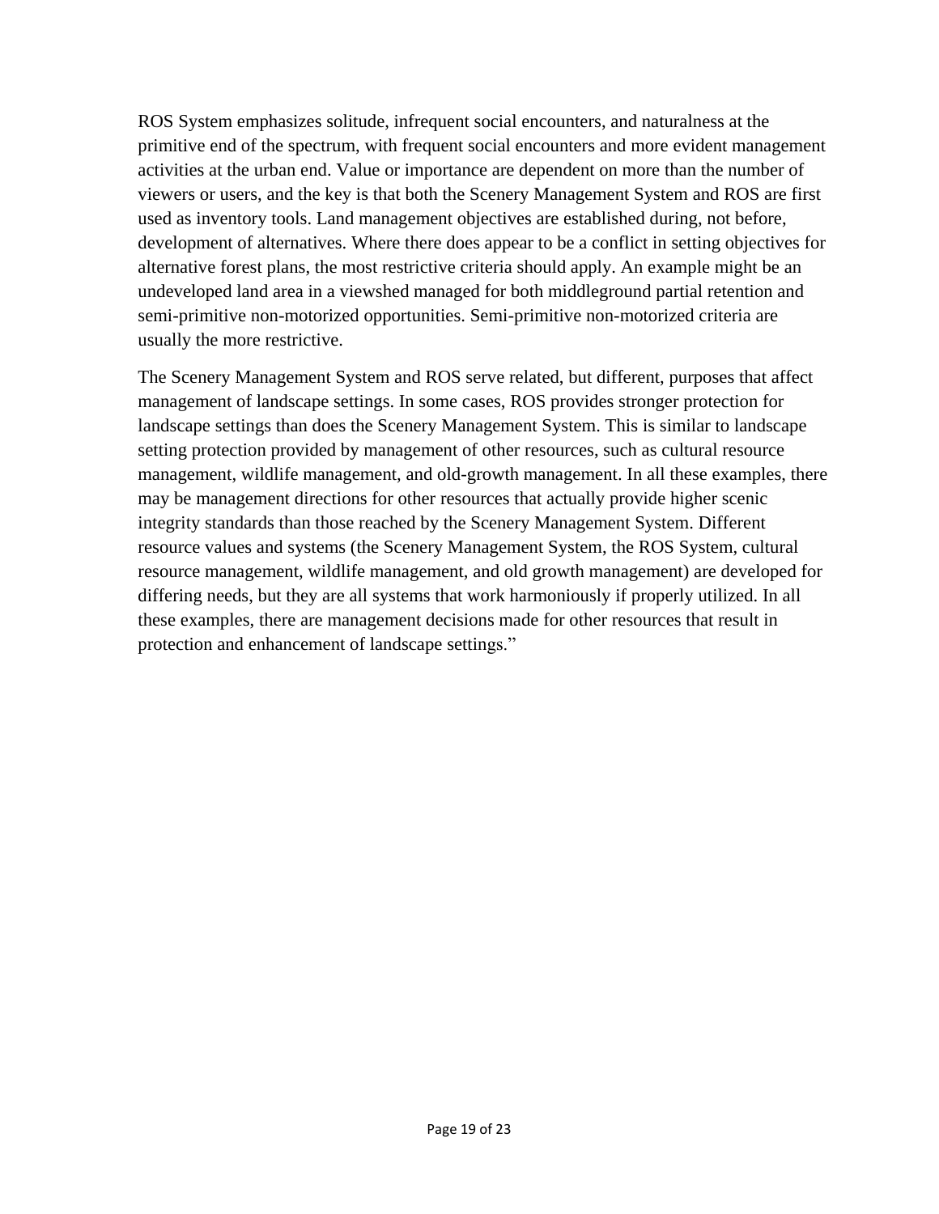ROS System emphasizes solitude, infrequent social encounters, and naturalness at the primitive end of the spectrum, with frequent social encounters and more evident management activities at the urban end. Value or importance are dependent on more than the number of viewers or users, and the key is that both the Scenery Management System and ROS are first used as inventory tools. Land management objectives are established during, not before, development of alternatives. Where there does appear to be a conflict in setting objectives for alternative forest plans, the most restrictive criteria should apply. An example might be an undeveloped land area in a viewshed managed for both middleground partial retention and semi-primitive non-motorized opportunities. Semi-primitive non-motorized criteria are usually the more restrictive.

The Scenery Management System and ROS serve related, but different, purposes that affect management of landscape settings. In some cases, ROS provides stronger protection for landscape settings than does the Scenery Management System. This is similar to landscape setting protection provided by management of other resources, such as cultural resource management, wildlife management, and old-growth management. In all these examples, there may be management directions for other resources that actually provide higher scenic integrity standards than those reached by the Scenery Management System. Different resource values and systems (the Scenery Management System, the ROS System, cultural resource management, wildlife management, and old growth management) are developed for differing needs, but they are all systems that work harmoniously if properly utilized. In all these examples, there are management decisions made for other resources that result in protection and enhancement of landscape settings."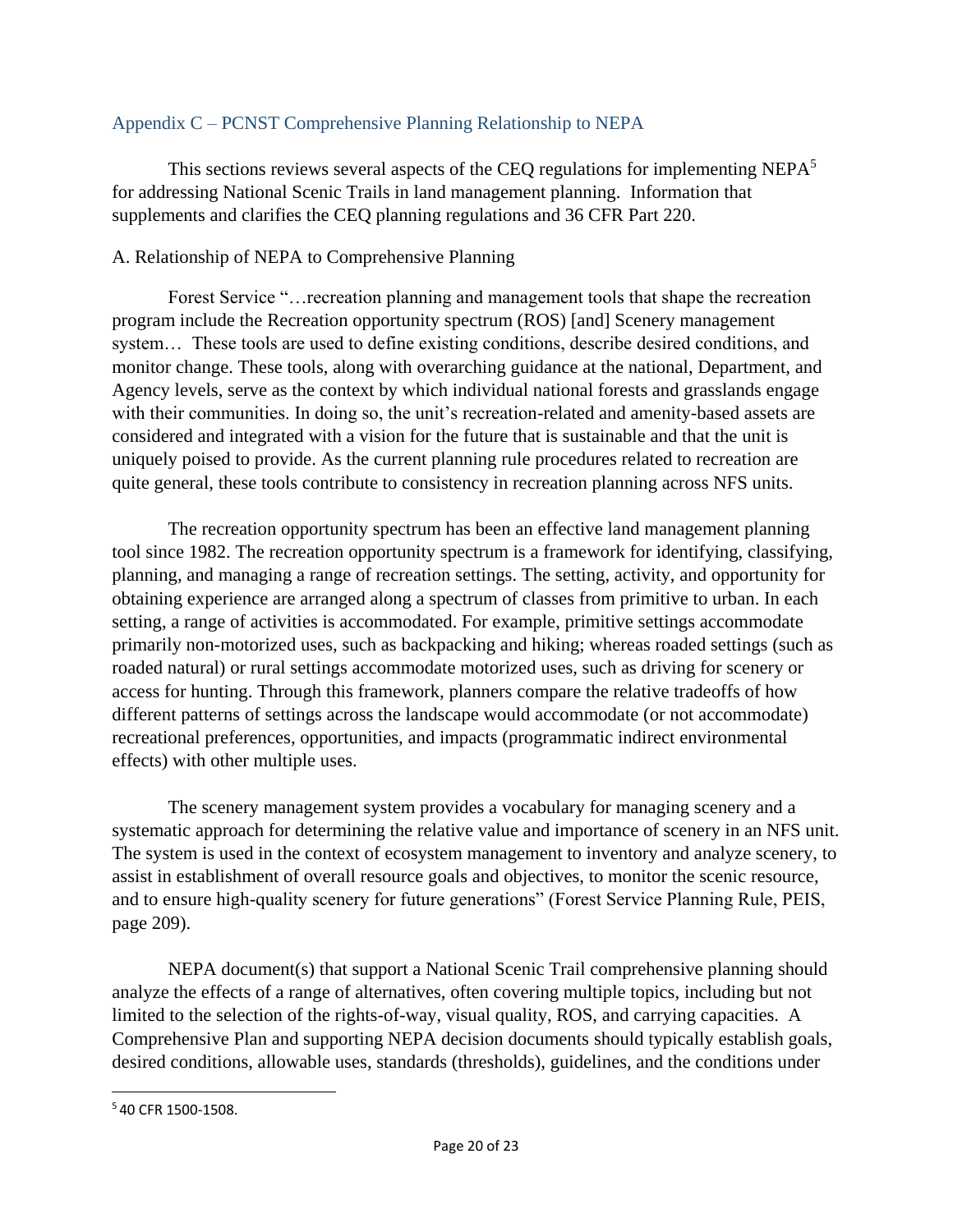## Appendix C – PCNST Comprehensive Planning Relationship to NEPA

This sections reviews several aspects of the CEQ regulations for implementing NEPA[5] for addressing National Scenic Trails in land management planning. Information that supplements and clarifies the CEQ planning regulations and 36 CFR Part 220.

### A. Relationship of NEPA to Comprehensive Planning

Forest Service "…recreation planning and management tools that shape the recreation program include the Recreation opportunity spectrum (ROS) [and] Scenery management system… These tools are used to define existing conditions, describe desired conditions, and monitor change. These tools, along with overarching guidance at the national, Department, and Agency levels, serve as the context by which individual national forests and grasslands engage with their communities. In doing so, the unit's recreation-related and amenity-based assets are considered and integrated with a vision for the future that is sustainable and that the unit is uniquely poised to provide. As the current planning rule procedures related to recreation are quite general, these tools contribute to consistency in recreation planning across NFS units.

The recreation opportunity spectrum has been an effective land management planning tool since 1982. The recreation opportunity spectrum is a framework for identifying, classifying, planning, and managing a range of recreation settings. The setting, activity, and opportunity for obtaining experience are arranged along a spectrum of classes from primitive to urban. In each setting, a range of activities is accommodated. For example, primitive settings accommodate primarily non-motorized uses, such as backpacking and hiking; whereas roaded settings (such as roaded natural) or rural settings accommodate motorized uses, such as driving for scenery or access for hunting. Through this framework, planners compare the relative tradeoffs of how different patterns of settings across the landscape would accommodate (or not accommodate) recreational preferences, opportunities, and impacts (programmatic indirect environmental effects) with other multiple uses.

The scenery management system provides a vocabulary for managing scenery and a systematic approach for determining the relative value and importance of scenery in an NFS unit. The system is used in the context of ecosystem management to inventory and analyze scenery, to assist in establishment of overall resource goals and objectives, to monitor the scenic resource, and to ensure high-quality scenery for future generations" (Forest Service Planning Rule, PEIS, page 209).

NEPA document(s) that support a National Scenic Trail comprehensive planning should analyze the effects of a range of alternatives, often covering multiple topics, including but not limited to the selection of the rights-of-way, visual quality, ROS, and carrying capacities. A Comprehensive Plan and supporting NEPA decision documents should typically establish goals, desired conditions, allowable uses, standards (thresholds), guidelines, and the conditions under

[5] 40 CFR 1500-1508.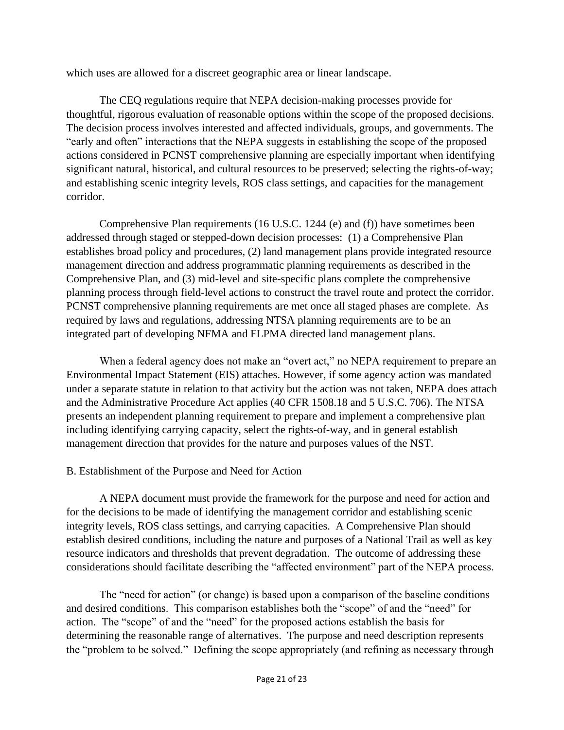which uses are allowed for a discreet geographic area or linear landscape.

The CEQ regulations require that NEPA decision-making processes provide for thoughtful, rigorous evaluation of reasonable options within the scope of the proposed decisions. The decision process involves interested and affected individuals, groups, and governments. The "early and often" interactions that the NEPA suggests in establishing the scope of the proposed actions considered in PCNST comprehensive planning are especially important when identifying significant natural, historical, and cultural resources to be preserved; selecting the rights-of-way; and establishing scenic integrity levels, ROS class settings, and capacities for the management corridor.

Comprehensive Plan requirements (16 U.S.C. 1244 (e) and (f)) have sometimes been addressed through staged or stepped-down decision processes: (1) a Comprehensive Plan establishes broad policy and procedures, (2) land management plans provide integrated resource management direction and address programmatic planning requirements as described in the Comprehensive Plan, and (3) mid-level and site-specific plans complete the comprehensive planning process through field-level actions to construct the travel route and protect the corridor. PCNST comprehensive planning requirements are met once all staged phases are complete. As required by laws and regulations, addressing NTSA planning requirements are to be an integrated part of developing NFMA and FLPMA directed land management plans.

When a federal agency does not make an "overt act," no NEPA requirement to prepare an Environmental Impact Statement (EIS) attaches. However, if some agency action was mandated under a separate statute in relation to that activity but the action was not taken, NEPA does attach and the Administrative Procedure Act applies (40 CFR 1508.18 and 5 U.S.C. 706). The NTSA presents an independent planning requirement to prepare and implement a comprehensive plan including identifying carrying capacity, select the rights-of-way, and in general establish management direction that provides for the nature and purposes values of the NST.

B. Establishment of the Purpose and Need for Action

A NEPA document must provide the framework for the purpose and need for action and for the decisions to be made of identifying the management corridor and establishing scenic integrity levels, ROS class settings, and carrying capacities. A Comprehensive Plan should establish desired conditions, including the nature and purposes of a National Trail as well as key resource indicators and thresholds that prevent degradation. The outcome of addressing these considerations should facilitate describing the "affected environment" part of the NEPA process.

The "need for action" (or change) is based upon a comparison of the baseline conditions and desired conditions. This comparison establishes both the "scope" of and the "need" for action. The "scope" of and the "need" for the proposed actions establish the basis for determining the reasonable range of alternatives. The purpose and need description represents the "problem to be solved." Defining the scope appropriately (and refining as necessary through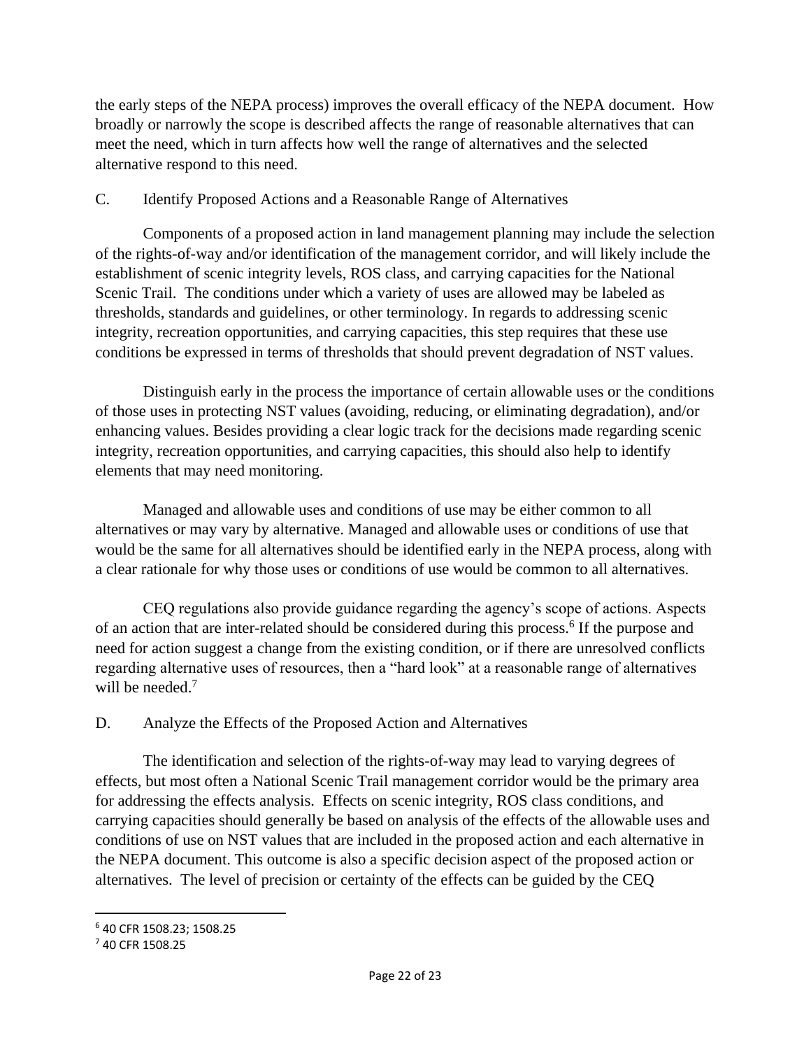the early steps of the NEPA process) improves the overall efficacy of the NEPA document. How broadly or narrowly the scope is described affects the range of reasonable alternatives that can meet the need, which in turn affects how well the range of alternatives and the selected alternative respond to this need.

## C. Identify Proposed Actions and a Reasonable Range of Alternatives

Components of a proposed action in land management planning may include the selection of the rights-of-way and/or identification of the management corridor, and will likely include the establishment of scenic integrity levels, ROS class, and carrying capacities for the National Scenic Trail. The conditions under which a variety of uses are allowed may be labeled as thresholds, standards and guidelines, or other terminology. In regards to addressing scenic integrity, recreation opportunities, and carrying capacities, this step requires that these use conditions be expressed in terms of thresholds that should prevent degradation of NST values.

Distinguish early in the process the importance of certain allowable uses or the conditions of those uses in protecting NST values (avoiding, reducing, or eliminating degradation), and/or enhancing values. Besides providing a clear logic track for the decisions made regarding scenic integrity, recreation opportunities, and carrying capacities, this should also help to identify elements that may need monitoring.

Managed and allowable uses and conditions of use may be either common to all alternatives or may vary by alternative. Managed and allowable uses or conditions of use that would be the same for all alternatives should be identified early in the NEPA process, along with a clear rationale for why those uses or conditions of use would be common to all alternatives.

CEQ regulations also provide guidance regarding the agency's scope of actions. Aspects of an action that are inter-related should be considered during this process.[6] If the purpose and need for action suggest a change from the existing condition, or if there are unresolved conflicts regarding alternative uses of resources, then a "hard look" at a reasonable range of alternatives will be needed.[7]

## D. Analyze the Effects of the Proposed Action and Alternatives

The identification and selection of the rights-of-way may lead to varying degrees of effects, but most often a National Scenic Trail management corridor would be the primary area for addressing the effects analysis. Effects on scenic integrity, ROS class conditions, and carrying capacities should generally be based on analysis of the effects of the allowable uses and conditions of use on NST values that are included in the proposed action and each alternative in the NEPA document. This outcome is also a specific decision aspect of the proposed action or alternatives. The level of precision or certainty of the effects can be guided by the CEQ

---

[6] 40 CFR 1508.23; 1508.25

[7] 40 CFR 1508.25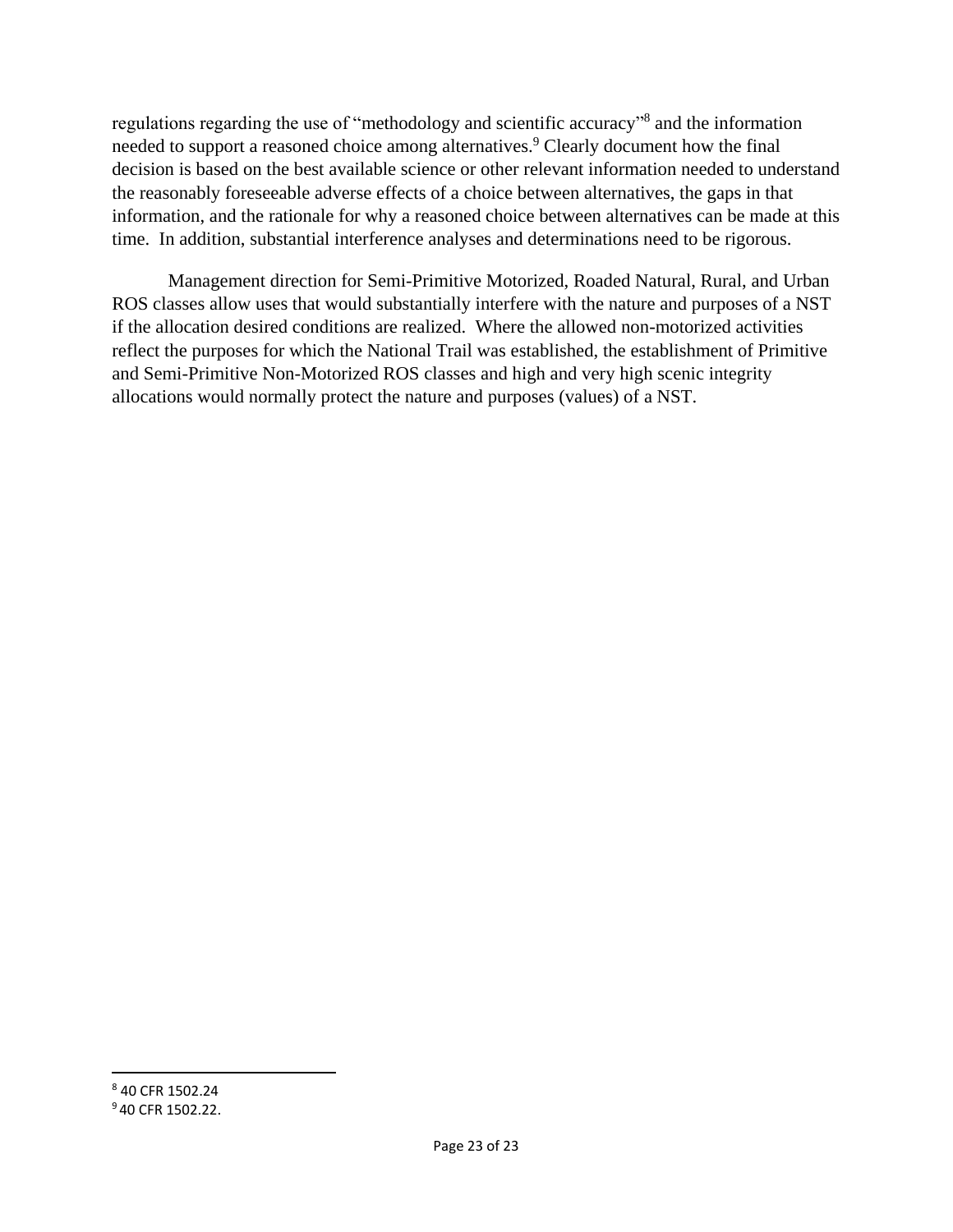regulations regarding the use of "methodology and scientific accuracy"[8] and the information needed to support a reasoned choice among alternatives.[9] Clearly document how the final decision is based on the best available science or other relevant information needed to understand the reasonably foreseeable adverse effects of a choice between alternatives, the gaps in that information, and the rationale for why a reasoned choice between alternatives can be made at this time. In addition, substantial interference analyses and determinations need to be rigorous.

Management direction for Semi-Primitive Motorized, Roaded Natural, Rural, and Urban ROS classes allow uses that would substantially interfere with the nature and purposes of a NST if the allocation desired conditions are realized. Where the allowed non-motorized activities reflect the purposes for which the National Trail was established, the establishment of Primitive and Semi-Primitive Non-Motorized ROS classes and high and very high scenic integrity allocations would normally protect the nature and purposes (values) of a NST.

---

[8] 40 CFR 1502.24

[9] 40 CFR 1502.22.